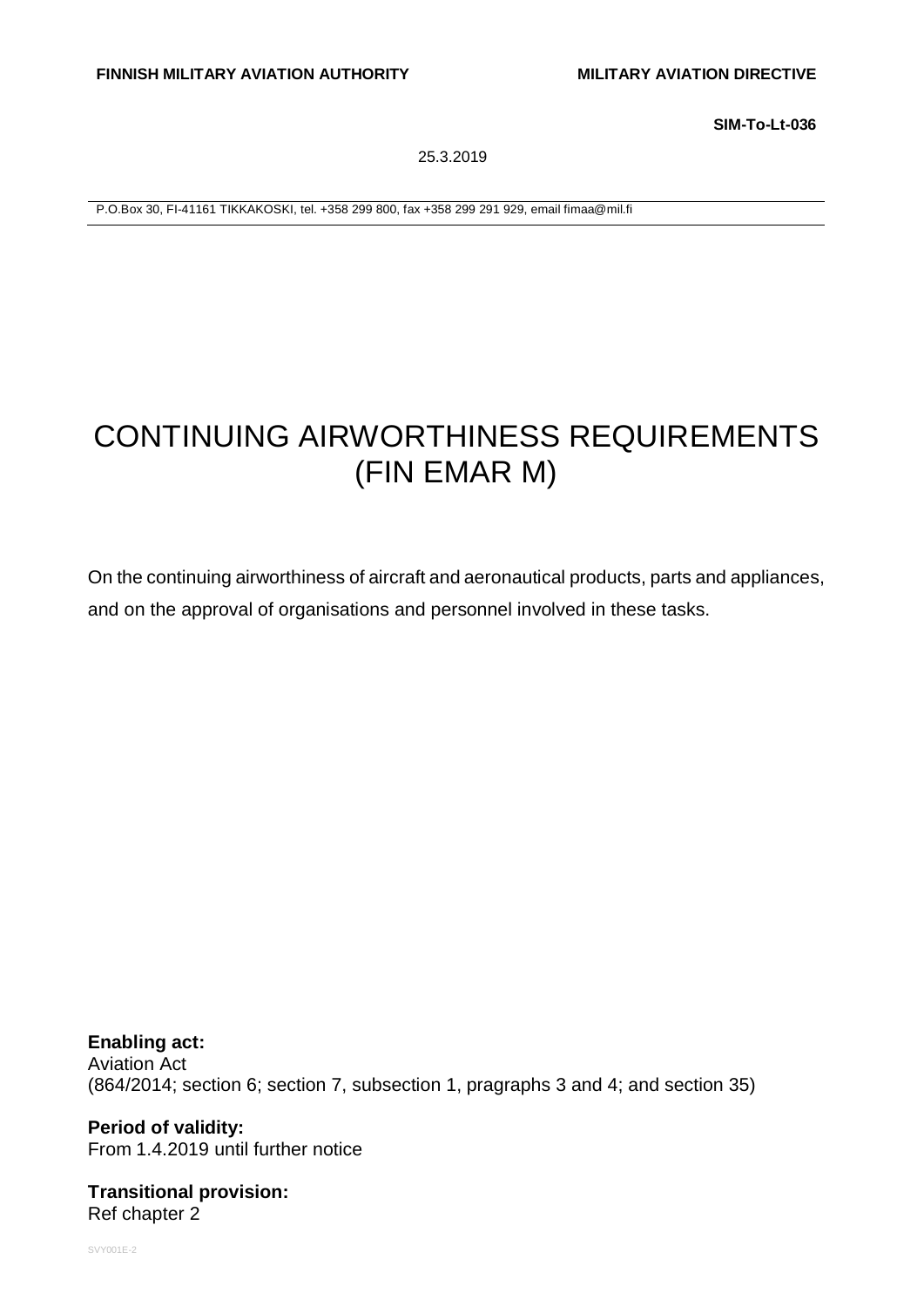**FINNISH MILITARY AVIATION AUTHORITY** **MILITARY AVIATION DIRECTIVE**

**SIM-To-Lt-036**

25.3.2019

P.O.Box 30, FI-41161 TIKKAKOSKI, tel. +358 299 800, fax +358 299 291 929, email fimaa@mil.fi

# CONTINUING AIRWORTHINESS REQUIREMENTS (FIN EMAR M)

On the continuing airworthiness of aircraft and aeronautical products, parts and appliances, and on the approval of organisations and personnel involved in these tasks.

**Enabling act:**
Aviation Act
(864/2014; section 6; section 7, subsection 1, pragraphs 3 and 4; and section 35)

**Period of validity:**
From 1.4.2019 until further notice

**Transitional provision:**
Ref chapter 2

SVY001E-2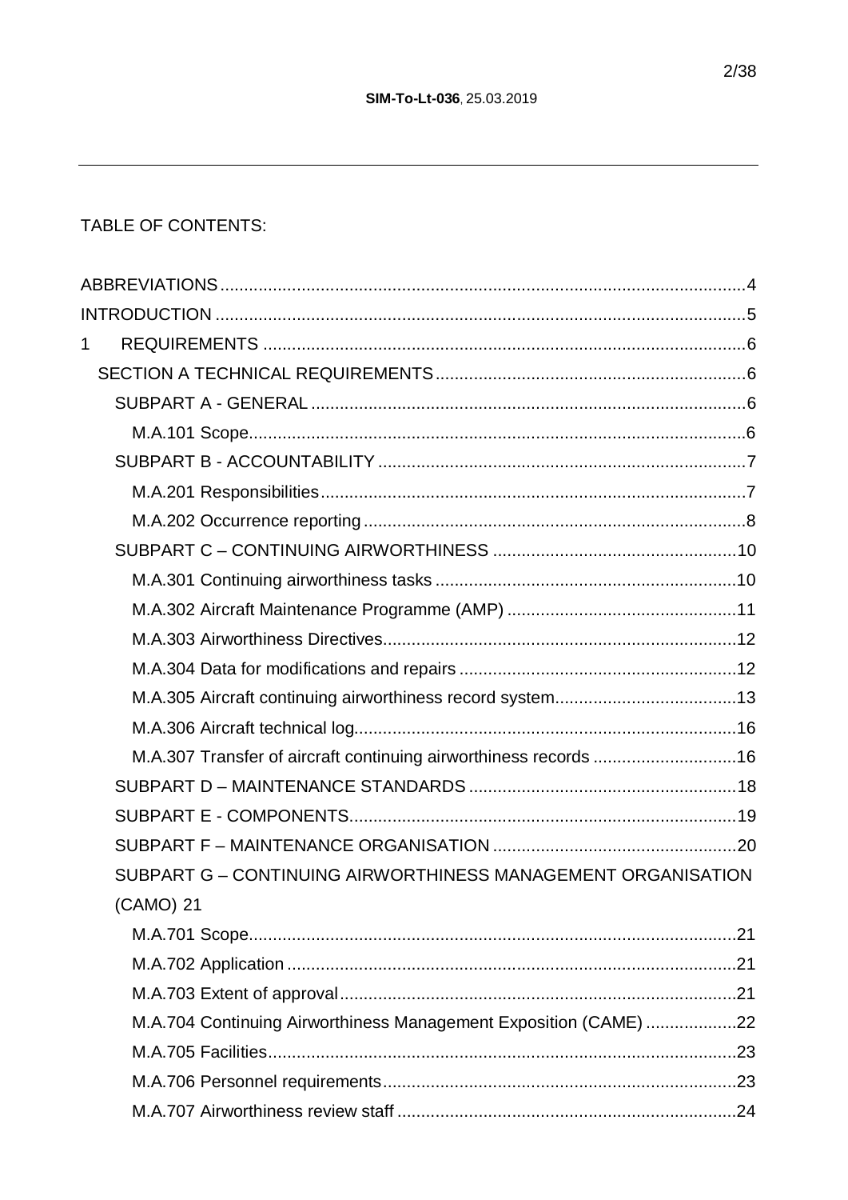TABLE OF CONTENTS:

- ABBREVIATIONS ..... 4
- INTRODUCTION ..... 5
- 1 REQUIREMENTS ..... 6
  - SECTION A TECHNICAL REQUIREMENTS ..... 6
    - SUBPART A - GENERAL ..... 6
      - M.A.101 Scope ..... 6
    - SUBPART B - ACCOUNTABILITY ..... 7
      - M.A.201 Responsibilities ..... 7
      - M.A.202 Occurrence reporting ..... 8
    - SUBPART C – CONTINUING AIRWORTHINESS ..... 10
      - M.A.301 Continuing airworthiness tasks ..... 10
      - M.A.302 Aircraft Maintenance Programme (AMP) ..... 11
      - M.A.303 Airworthiness Directives ..... 12
      - M.A.304 Data for modifications and repairs ..... 12
      - M.A.305 Aircraft continuing airworthiness record system ..... 13
      - M.A.306 Aircraft technical log ..... 16
      - M.A.307 Transfer of aircraft continuing airworthiness records ..... 16
    - SUBPART D – MAINTENANCE STANDARDS ..... 18
    - SUBPART E - COMPONENTS ..... 19
    - SUBPART F – MAINTENANCE ORGANISATION ..... 20
    - SUBPART G – CONTINUING AIRWORTHINESS MANAGEMENT ORGANISATION (CAMO) 21
      - M.A.701 Scope ..... 21
      - M.A.702 Application ..... 21
      - M.A.703 Extent of approval ..... 21
      - M.A.704 Continuing Airworthiness Management Exposition (CAME) ..... 22
      - M.A.705 Facilities ..... 23
      - M.A.706 Personnel requirements ..... 23
      - M.A.707 Airworthiness review staff ..... 24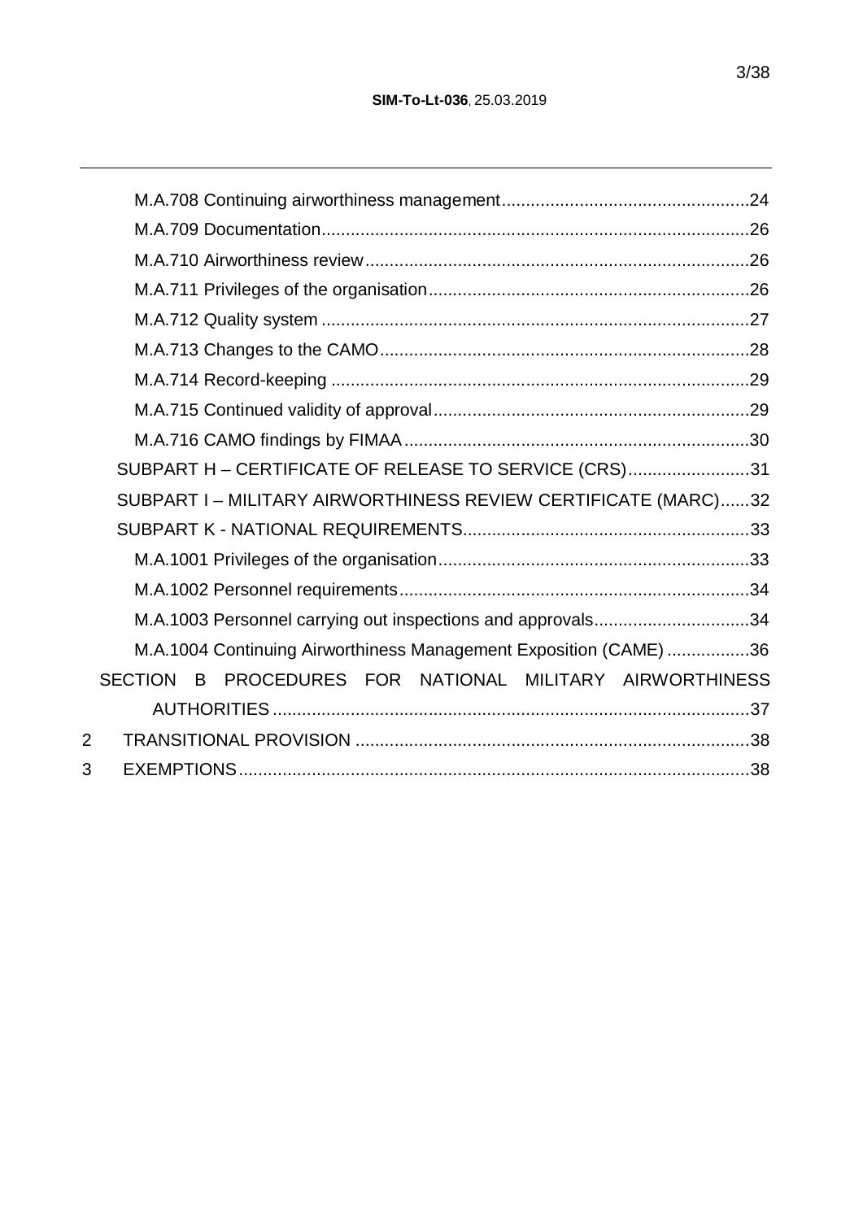M.A.708 Continuing airworthiness management ........................................................ 24

M.A.709 Documentation ........................................................................................ 26

M.A.710 Airworthiness review ................................................................................ 26

M.A.711 Privileges of the organisation .................................................................. 26

M.A.712 Quality system ........................................................................................ 27

M.A.713 Changes to the CAMO ............................................................................ 28

M.A.714 Record-keeping ...................................................................................... 29

M.A.715 Continued validity of approval ................................................................. 29

M.A.716 CAMO findings by FIMAA ....................................................................... 30

SUBPART H – CERTIFICATE OF RELEASE TO SERVICE (CRS) ......................... 31

SUBPART I – MILITARY AIRWORTHINESS REVIEW CERTIFICATE (MARC) ...... 32

SUBPART K - NATIONAL REQUIREMENTS ........................................................... 33

M.A.1001 Privileges of the organisation ................................................................ 33

M.A.1002 Personnel requirements ........................................................................ 34

M.A.1003 Personnel carrying out inspections and approvals ................................ 34

M.A.1004 Continuing Airworthiness Management Exposition (CAME) ................. 36

SECTION B PROCEDURES FOR NATIONAL MILITARY AIRWORTHINESS AUTHORITIES .................................................................................................. 37

2 TRANSITIONAL PROVISION ................................................................................. 38

3 EXEMPTIONS ......................................................................................................... 38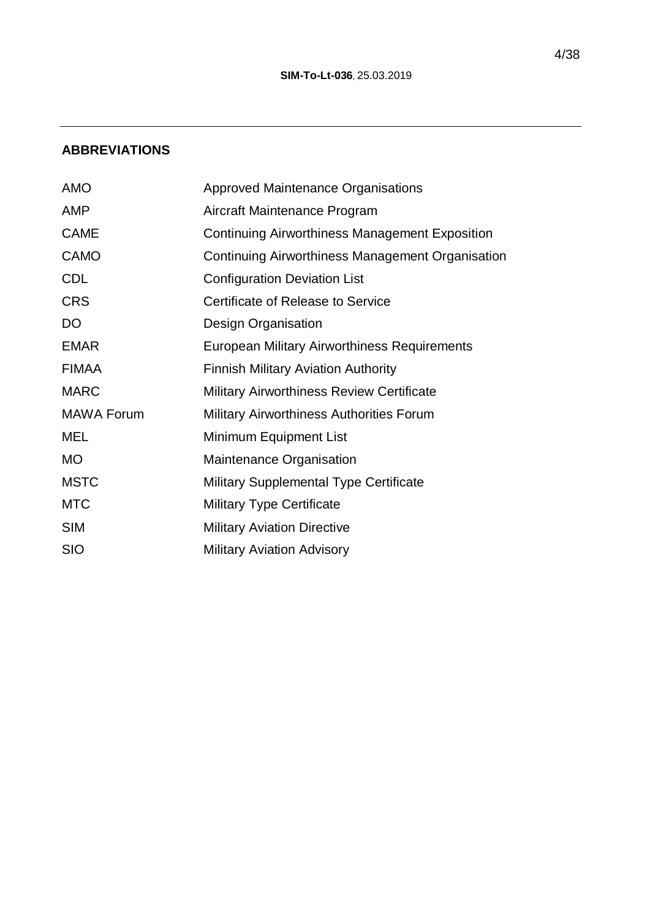## ABBREVIATIONS

| | |
|---|---|
| AMO | Approved Maintenance Organisations |
| AMP | Aircraft Maintenance Program |
| CAME | Continuing Airworthiness Management Exposition |
| CAMO | Continuing Airworthiness Management Organisation |
| CDL | Configuration Deviation List |
| CRS | Certificate of Release to Service |
| DO | Design Organisation |
| EMAR | European Military Airworthiness Requirements |
| FIMAA | Finnish Military Aviation Authority |
| MARC | Military Airworthiness Review Certificate |
| MAWA Forum | Military Airworthiness Authorities Forum |
| MEL | Minimum Equipment List |
| MO | Maintenance Organisation |
| MSTC | Military Supplemental Type Certificate |
| MTC | Military Type Certificate |
| SIM | Military Aviation Directive |
| SIO | Military Aviation Advisory |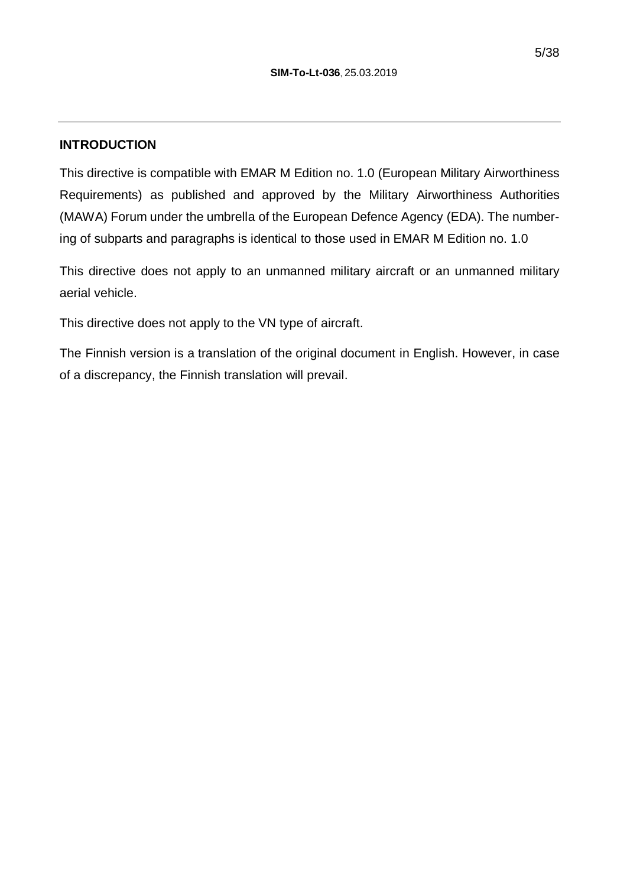## INTRODUCTION

This directive is compatible with EMAR M Edition no. 1.0 (European Military Airworthiness Requirements) as published and approved by the Military Airworthiness Authorities (MAWA) Forum under the umbrella of the European Defence Agency (EDA). The numbering of subparts and paragraphs is identical to those used in EMAR M Edition no. 1.0

This directive does not apply to an unmanned military aircraft or an unmanned military aerial vehicle.

This directive does not apply to the VN type of aircraft.

The Finnish version is a translation of the original document in English. However, in case of a discrepancy, the Finnish translation will prevail.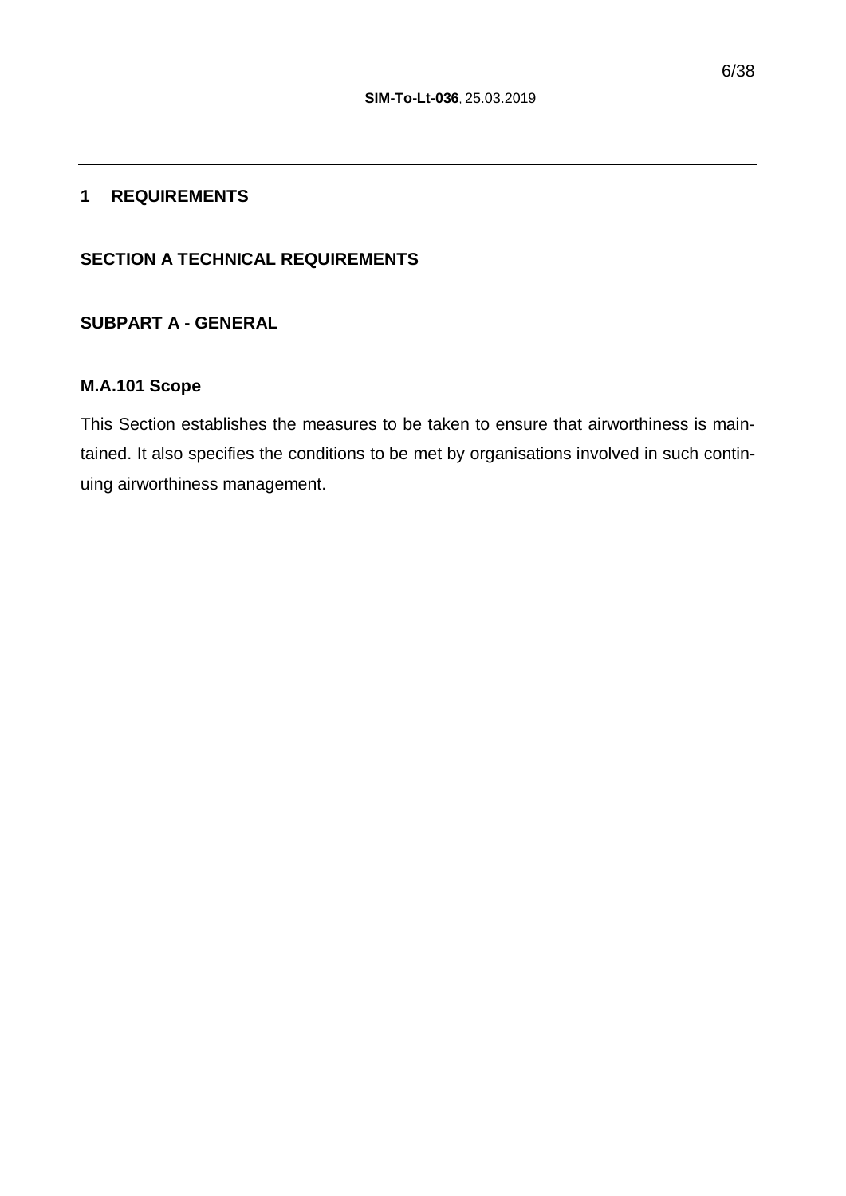# 1 REQUIREMENTS

## SECTION A TECHNICAL REQUIREMENTS

### SUBPART A - GENERAL

#### M.A.101 Scope

This Section establishes the measures to be taken to ensure that airworthiness is maintained. It also specifies the conditions to be met by organisations involved in such continuing airworthiness management.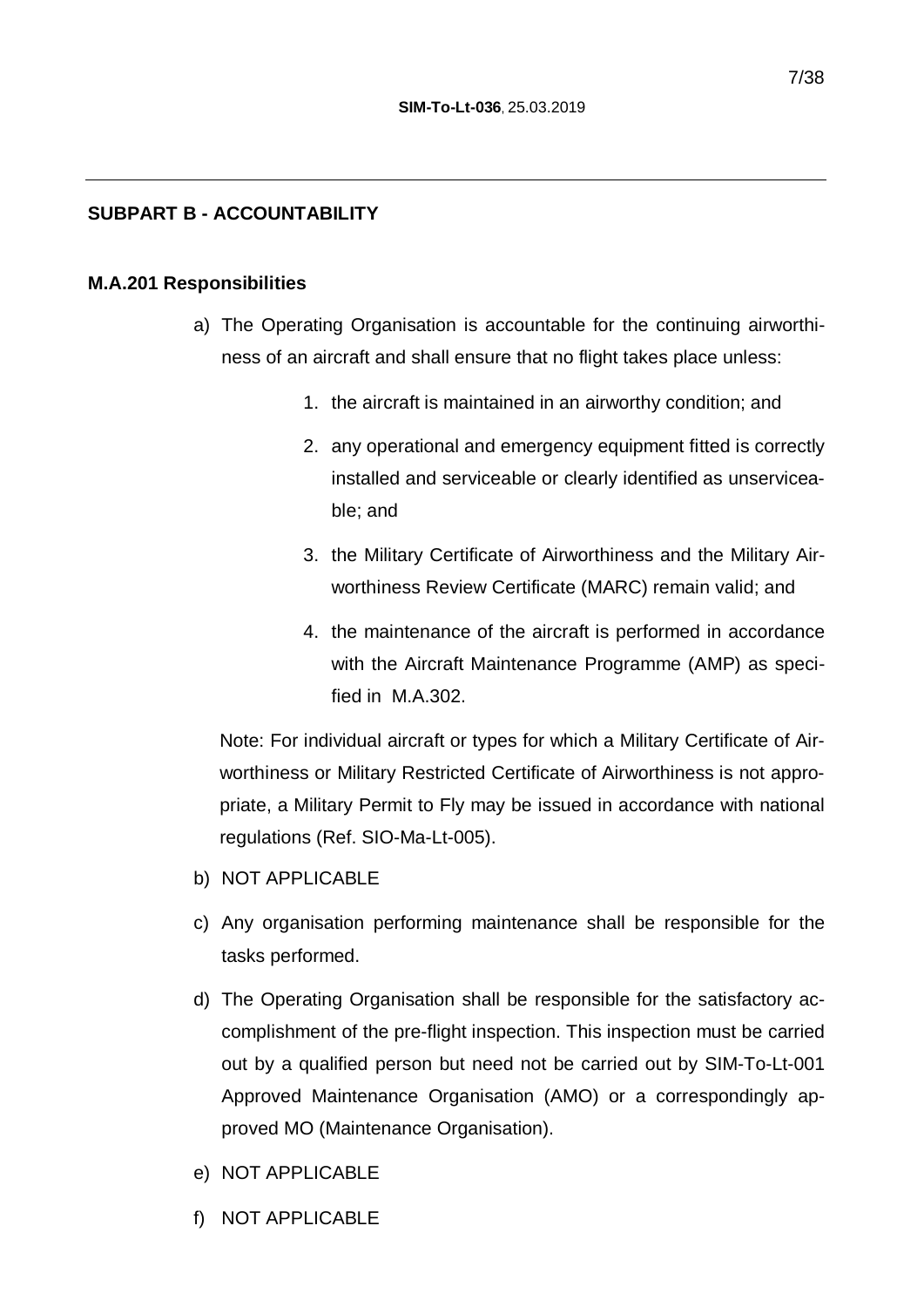## SUBPART B - ACCOUNTABILITY

### M.A.201 Responsibilities

a) The Operating Organisation is accountable for the continuing airworthiness of an aircraft and shall ensure that no flight takes place unless:

   1. the aircraft is maintained in an airworthy condition; and
   2. any operational and emergency equipment fitted is correctly installed and serviceable or clearly identified as unserviceable; and
   3. the Military Certificate of Airworthiness and the Military Airworthiness Review Certificate (MARC) remain valid; and
   4. the maintenance of the aircraft is performed in accordance with the Aircraft Maintenance Programme (AMP) as specified in M.A.302.

   Note: For individual aircraft or types for which a Military Certificate of Airworthiness or Military Restricted Certificate of Airworthiness is not appropriate, a Military Permit to Fly may be issued in accordance with national regulations (Ref. SIO-Ma-Lt-005).

b) NOT APPLICABLE

c) Any organisation performing maintenance shall be responsible for the tasks performed.

d) The Operating Organisation shall be responsible for the satisfactory accomplishment of the pre-flight inspection. This inspection must be carried out by a qualified person but need not be carried out by SIM-To-Lt-001 Approved Maintenance Organisation (AMO) or a correspondingly approved MO (Maintenance Organisation).

e) NOT APPLICABLE

f) NOT APPLICABLE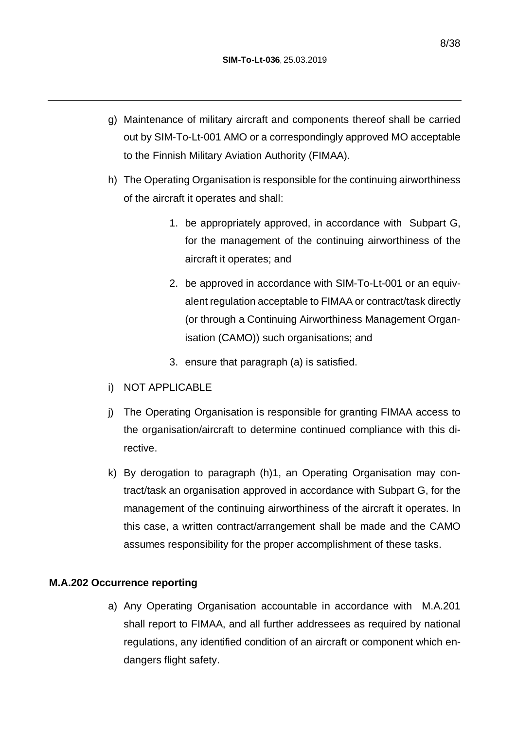g) Maintenance of military aircraft and components thereof shall be carried out by SIM-To-Lt-001 AMO or a correspondingly approved MO acceptable to the Finnish Military Aviation Authority (FIMAA).

h) The Operating Organisation is responsible for the continuing airworthiness of the aircraft it operates and shall:

   1. be appropriately approved, in accordance with Subpart G, for the management of the continuing airworthiness of the aircraft it operates; and

   2. be approved in accordance with SIM-To-Lt-001 or an equivalent regulation acceptable to FIMAA or contract/task directly (or through a Continuing Airworthiness Management Organisation (CAMO)) such organisations; and

   3. ensure that paragraph (a) is satisfied.

i) NOT APPLICABLE

j) The Operating Organisation is responsible for granting FIMAA access to the organisation/aircraft to determine continued compliance with this directive.

k) By derogation to paragraph (h)1, an Operating Organisation may contract/task an organisation approved in accordance with Subpart G, for the management of the continuing airworthiness of the aircraft it operates. In this case, a written contract/arrangement shall be made and the CAMO assumes responsibility for the proper accomplishment of these tasks.

### M.A.202 Occurrence reporting

a) Any Operating Organisation accountable in accordance with M.A.201 shall report to FIMAA, and all further addressees as required by national regulations, any identified condition of an aircraft or component which endangers flight safety.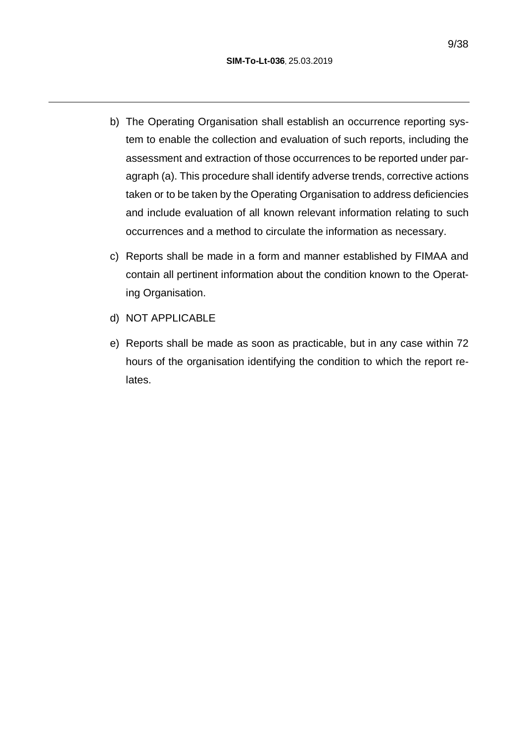b) The Operating Organisation shall establish an occurrence reporting system to enable the collection and evaluation of such reports, including the assessment and extraction of those occurrences to be reported under paragraph (a). This procedure shall identify adverse trends, corrective actions taken or to be taken by the Operating Organisation to address deficiencies and include evaluation of all known relevant information relating to such occurrences and a method to circulate the information as necessary.

c) Reports shall be made in a form and manner established by FIMAA and contain all pertinent information about the condition known to the Operating Organisation.

d) NOT APPLICABLE

e) Reports shall be made as soon as practicable, but in any case within 72 hours of the organisation identifying the condition to which the report relates.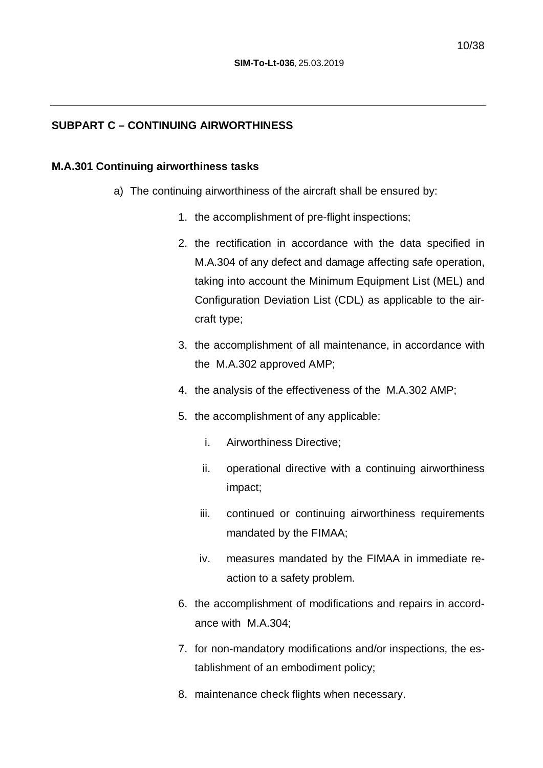## SUBPART C – CONTINUING AIRWORTHINESS

### M.A.301 Continuing airworthiness tasks

a) The continuing airworthiness of the aircraft shall be ensured by:

1. the accomplishment of pre-flight inspections;
2. the rectification in accordance with the data specified in M.A.304 of any defect and damage affecting safe operation, taking into account the Minimum Equipment List (MEL) and Configuration Deviation List (CDL) as applicable to the aircraft type;
3. the accomplishment of all maintenance, in accordance with the M.A.302 approved AMP;
4. the analysis of the effectiveness of the M.A.302 AMP;
5. the accomplishment of any applicable:
   i. Airworthiness Directive;
   ii. operational directive with a continuing airworthiness impact;
   iii. continued or continuing airworthiness requirements mandated by the FIMAA;
   iv. measures mandated by the FIMAA in immediate reaction to a safety problem.
6. the accomplishment of modifications and repairs in accordance with M.A.304;
7. for non-mandatory modifications and/or inspections, the establishment of an embodiment policy;
8. maintenance check flights when necessary.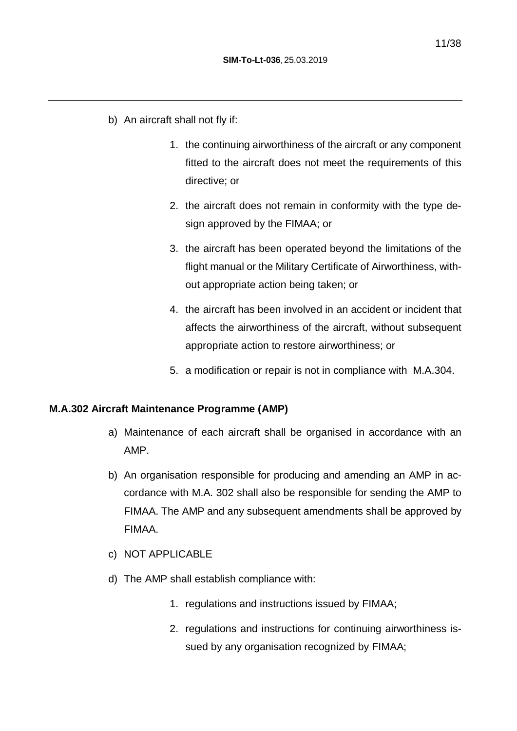b) An aircraft shall not fly if:

   1. the continuing airworthiness of the aircraft or any component fitted to the aircraft does not meet the requirements of this directive; or
   2. the aircraft does not remain in conformity with the type design approved by the FIMAA; or
   3. the aircraft has been operated beyond the limitations of the flight manual or the Military Certificate of Airworthiness, without appropriate action being taken; or
   4. the aircraft has been involved in an accident or incident that affects the airworthiness of the aircraft, without subsequent appropriate action to restore airworthiness; or
   5. a modification or repair is not in compliance with M.A.304.

**M.A.302 Aircraft Maintenance Programme (AMP)**

a) Maintenance of each aircraft shall be organised in accordance with an AMP.

b) An organisation responsible for producing and amending an AMP in accordance with M.A. 302 shall also be responsible for sending the AMP to FIMAA. The AMP and any subsequent amendments shall be approved by FIMAA.

c) NOT APPLICABLE

d) The AMP shall establish compliance with:

   1. regulations and instructions issued by FIMAA;
   2. regulations and instructions for continuing airworthiness issued by any organisation recognized by FIMAA;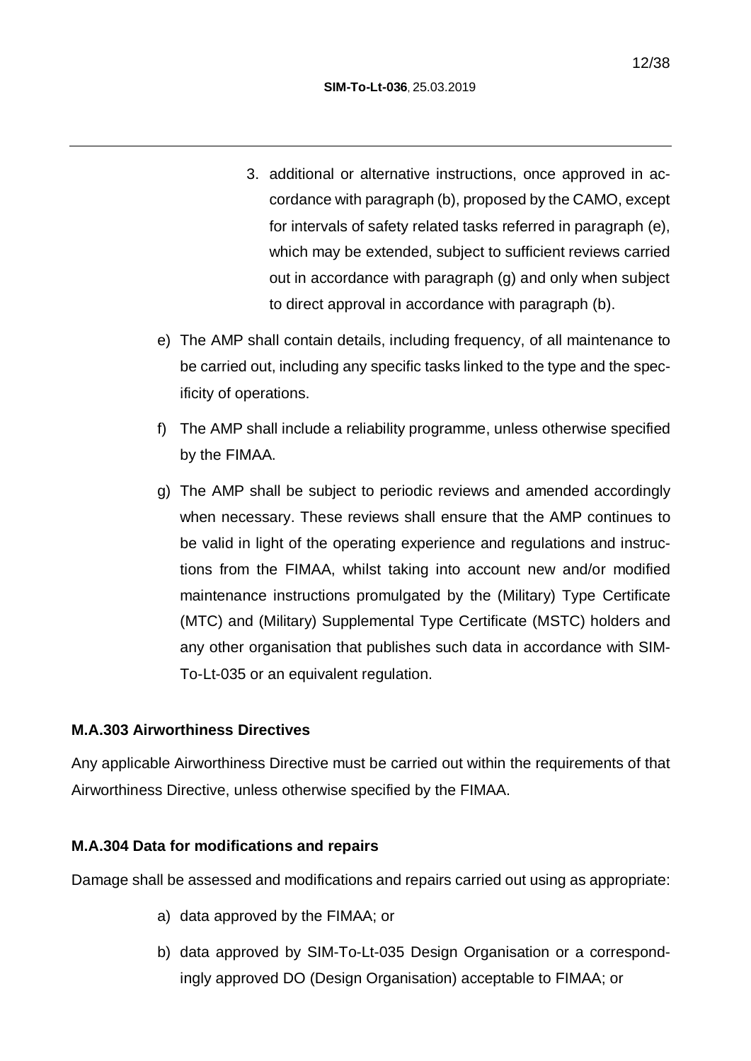3. additional or alternative instructions, once approved in accordance with paragraph (b), proposed by the CAMO, except for intervals of safety related tasks referred in paragraph (e), which may be extended, subject to sufficient reviews carried out in accordance with paragraph (g) and only when subject to direct approval in accordance with paragraph (b).

e) The AMP shall contain details, including frequency, of all maintenance to be carried out, including any specific tasks linked to the type and the specificity of operations.

f) The AMP shall include a reliability programme, unless otherwise specified by the FIMAA.

g) The AMP shall be subject to periodic reviews and amended accordingly when necessary. These reviews shall ensure that the AMP continues to be valid in light of the operating experience and regulations and instructions from the FIMAA, whilst taking into account new and/or modified maintenance instructions promulgated by the (Military) Type Certificate (MTC) and (Military) Supplemental Type Certificate (MSTC) holders and any other organisation that publishes such data in accordance with SIM-To-Lt-035 or an equivalent regulation.

**M.A.303 Airworthiness Directives**

Any applicable Airworthiness Directive must be carried out within the requirements of that Airworthiness Directive, unless otherwise specified by the FIMAA.

**M.A.304 Data for modifications and repairs**

Damage shall be assessed and modifications and repairs carried out using as appropriate:

a) data approved by the FIMAA; or

b) data approved by SIM-To-Lt-035 Design Organisation or a correspondingly approved DO (Design Organisation) acceptable to FIMAA; or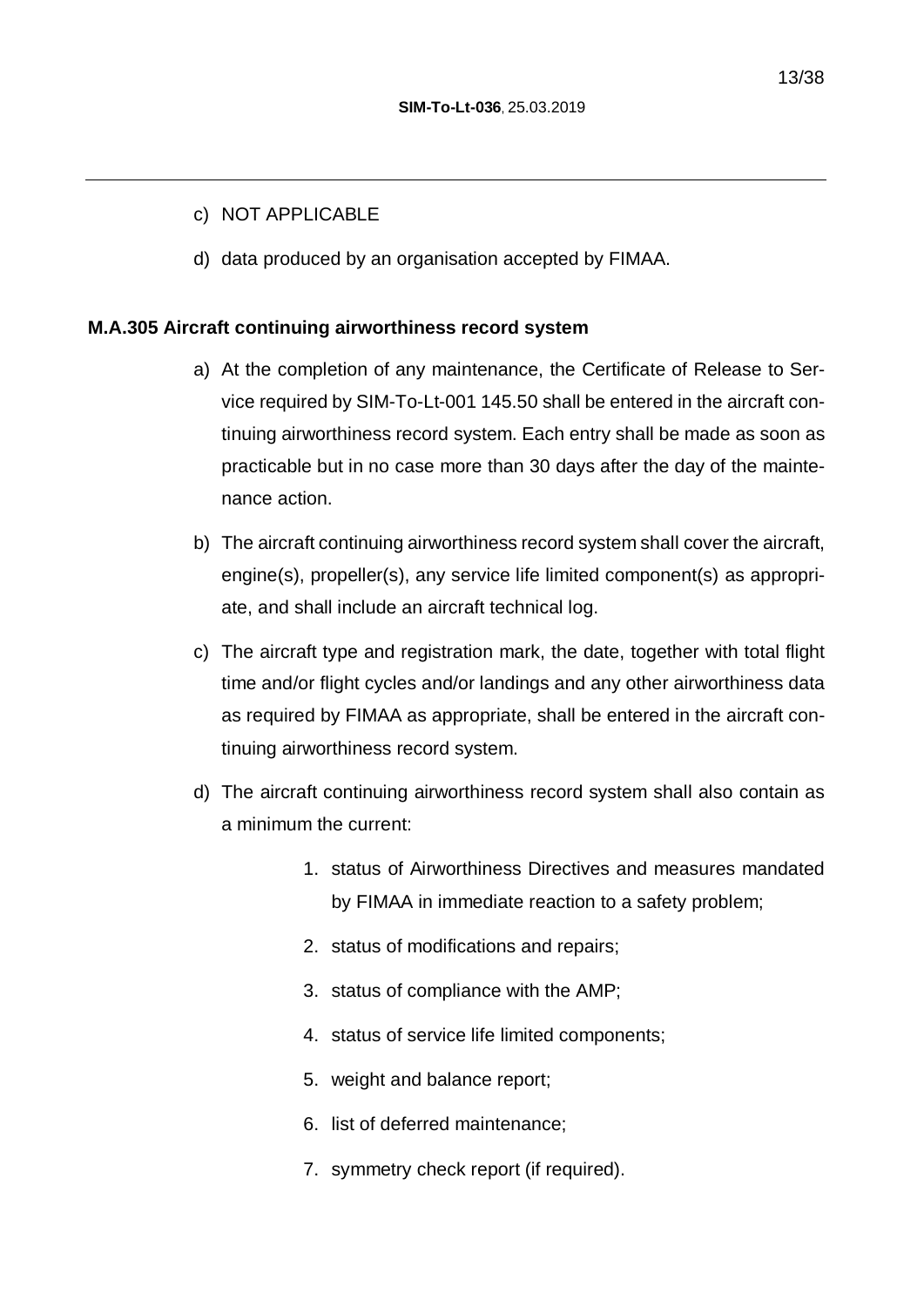c) NOT APPLICABLE

d) data produced by an organisation accepted by FIMAA.

**M.A.305 Aircraft continuing airworthiness record system**

a) At the completion of any maintenance, the Certificate of Release to Service required by SIM-To-Lt-001 145.50 shall be entered in the aircraft continuing airworthiness record system. Each entry shall be made as soon as practicable but in no case more than 30 days after the day of the maintenance action.

b) The aircraft continuing airworthiness record system shall cover the aircraft, engine(s), propeller(s), any service life limited component(s) as appropriate, and shall include an aircraft technical log.

c) The aircraft type and registration mark, the date, together with total flight time and/or flight cycles and/or landings and any other airworthiness data as required by FIMAA as appropriate, shall be entered in the aircraft continuing airworthiness record system.

d) The aircraft continuing airworthiness record system shall also contain as a minimum the current:

   1. status of Airworthiness Directives and measures mandated by FIMAA in immediate reaction to a safety problem;
   2. status of modifications and repairs;
   3. status of compliance with the AMP;
   4. status of service life limited components;
   5. weight and balance report;
   6. list of deferred maintenance;
   7. symmetry check report (if required).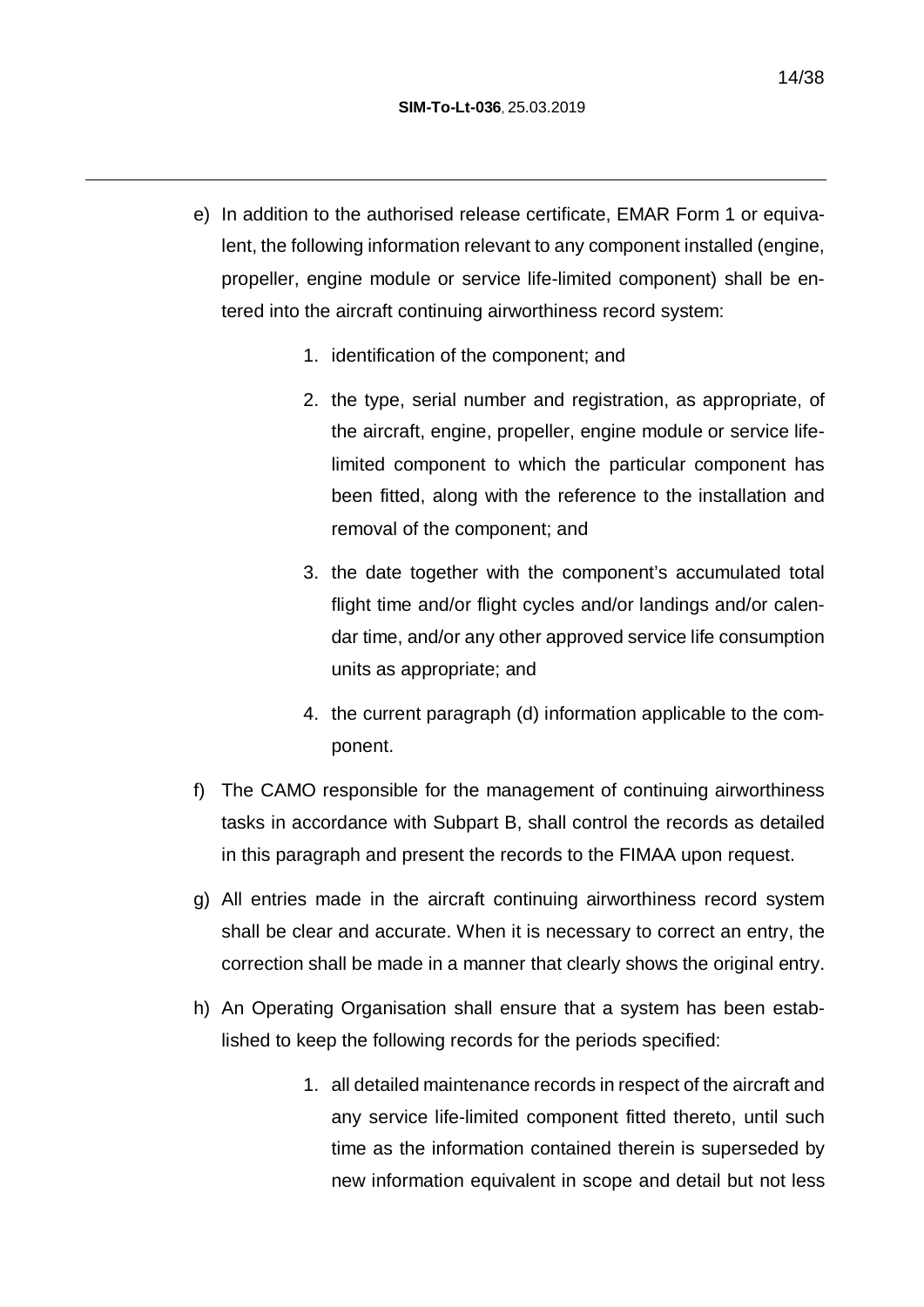e) In addition to the authorised release certificate, EMAR Form 1 or equivalent, the following information relevant to any component installed (engine, propeller, engine module or service life-limited component) shall be entered into the aircraft continuing airworthiness record system:

    1. identification of the component; and
    2. the type, serial number and registration, as appropriate, of the aircraft, engine, propeller, engine module or service life-limited component to which the particular component has been fitted, along with the reference to the installation and removal of the component; and
    3. the date together with the component's accumulated total flight time and/or flight cycles and/or landings and/or calendar time, and/or any other approved service life consumption units as appropriate; and
    4. the current paragraph (d) information applicable to the component.

f) The CAMO responsible for the management of continuing airworthiness tasks in accordance with Subpart B, shall control the records as detailed in this paragraph and present the records to the FIMAA upon request.

g) All entries made in the aircraft continuing airworthiness record system shall be clear and accurate. When it is necessary to correct an entry, the correction shall be made in a manner that clearly shows the original entry.

h) An Operating Organisation shall ensure that a system has been established to keep the following records for the periods specified:

    1. all detailed maintenance records in respect of the aircraft and any service life-limited component fitted thereto, until such time as the information contained therein is superseded by new information equivalent in scope and detail but not less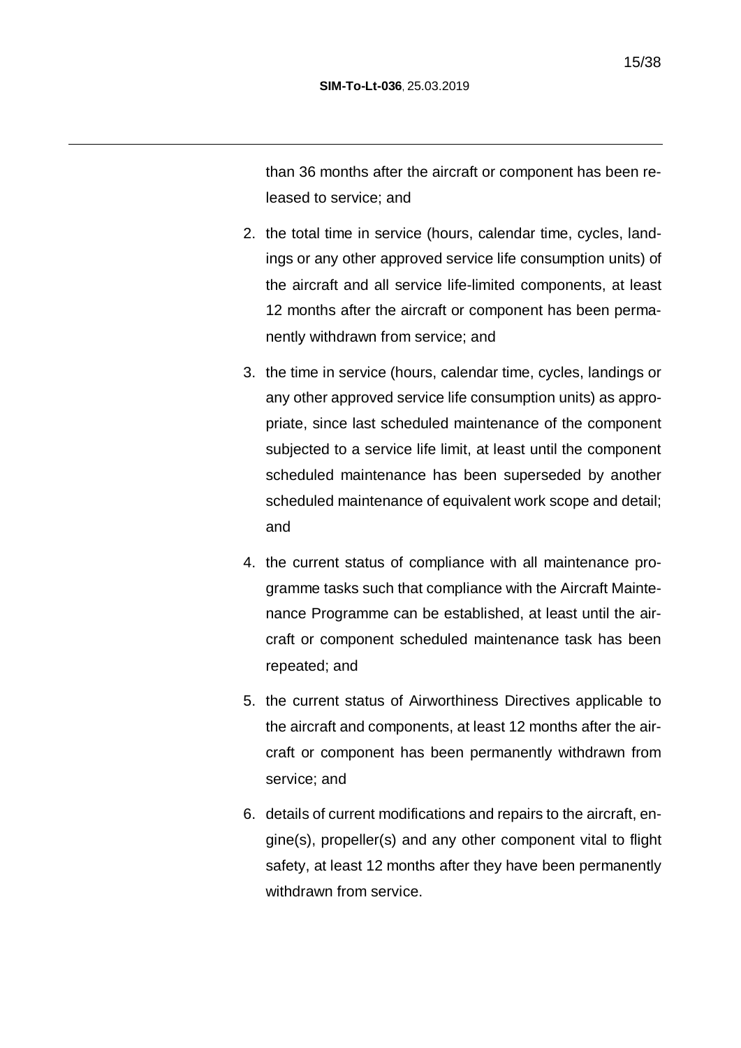than 36 months after the aircraft or component has been released to service; and

2. the total time in service (hours, calendar time, cycles, landings or any other approved service life consumption units) of the aircraft and all service life-limited components, at least 12 months after the aircraft or component has been permanently withdrawn from service; and

3. the time in service (hours, calendar time, cycles, landings or any other approved service life consumption units) as appropriate, since last scheduled maintenance of the component subjected to a service life limit, at least until the component scheduled maintenance has been superseded by another scheduled maintenance of equivalent work scope and detail; and

4. the current status of compliance with all maintenance programme tasks such that compliance with the Aircraft Maintenance Programme can be established, at least until the aircraft or component scheduled maintenance task has been repeated; and

5. the current status of Airworthiness Directives applicable to the aircraft and components, at least 12 months after the aircraft or component has been permanently withdrawn from service; and

6. details of current modifications and repairs to the aircraft, engine(s), propeller(s) and any other component vital to flight safety, at least 12 months after they have been permanently withdrawn from service.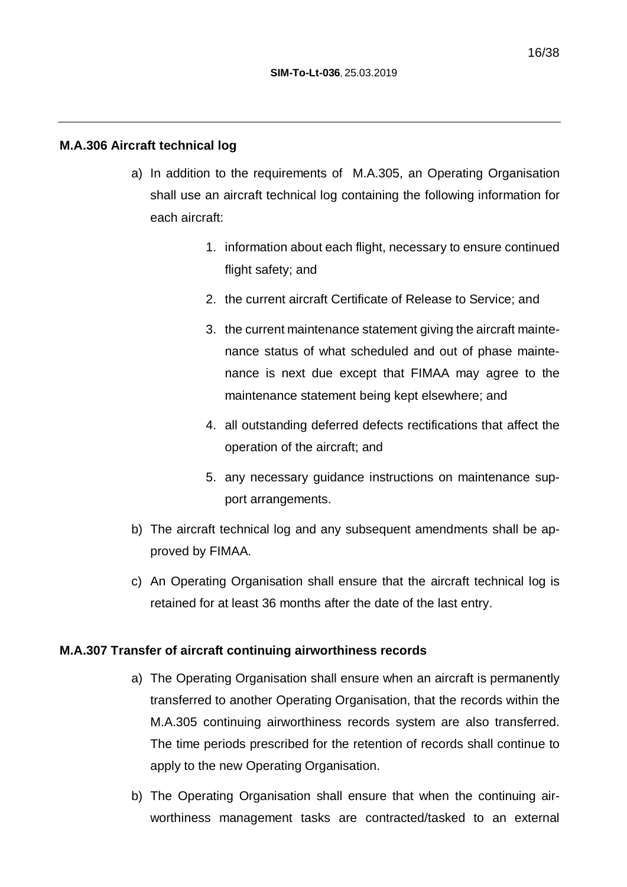**M.A.306 Aircraft technical log**

a) In addition to the requirements of M.A.305, an Operating Organisation shall use an aircraft technical log containing the following information for each aircraft:

   1. information about each flight, necessary to ensure continued flight safety; and
   2. the current aircraft Certificate of Release to Service; and
   3. the current maintenance statement giving the aircraft maintenance status of what scheduled and out of phase maintenance is next due except that FIMAA may agree to the maintenance statement being kept elsewhere; and
   4. all outstanding deferred defects rectifications that affect the operation of the aircraft; and
   5. any necessary guidance instructions on maintenance support arrangements.

b) The aircraft technical log and any subsequent amendments shall be approved by FIMAA.

c) An Operating Organisation shall ensure that the aircraft technical log is retained for at least 36 months after the date of the last entry.

**M.A.307 Transfer of aircraft continuing airworthiness records**

a) The Operating Organisation shall ensure when an aircraft is permanently transferred to another Operating Organisation, that the records within the M.A.305 continuing airworthiness records system are also transferred. The time periods prescribed for the retention of records shall continue to apply to the new Operating Organisation.

b) The Operating Organisation shall ensure that when the continuing airworthiness management tasks are contracted/tasked to an external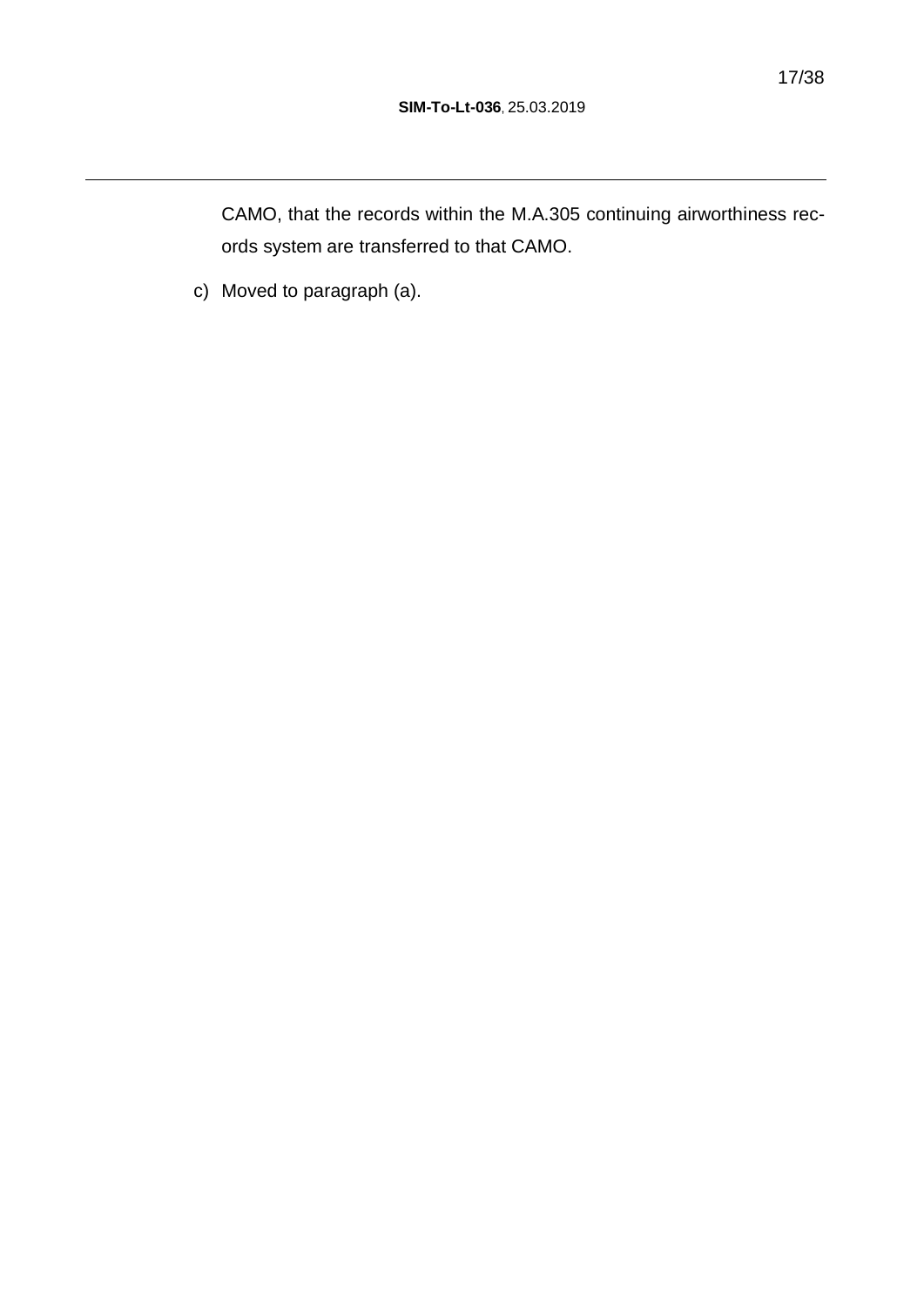CAMO, that the records within the M.A.305 continuing airworthiness records system are transferred to that CAMO.

c) Moved to paragraph (a).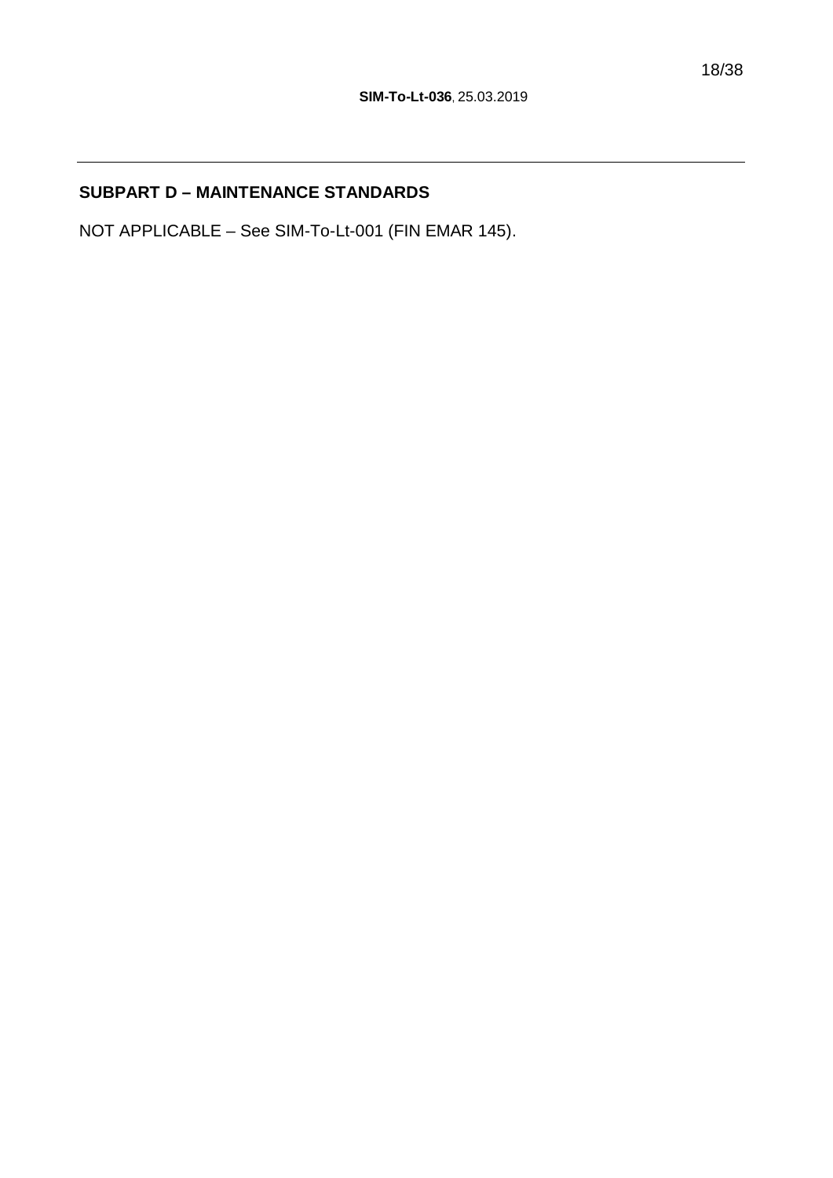## SUBPART D – MAINTENANCE STANDARDS

NOT APPLICABLE – See SIM-To-Lt-001 (FIN EMAR 145).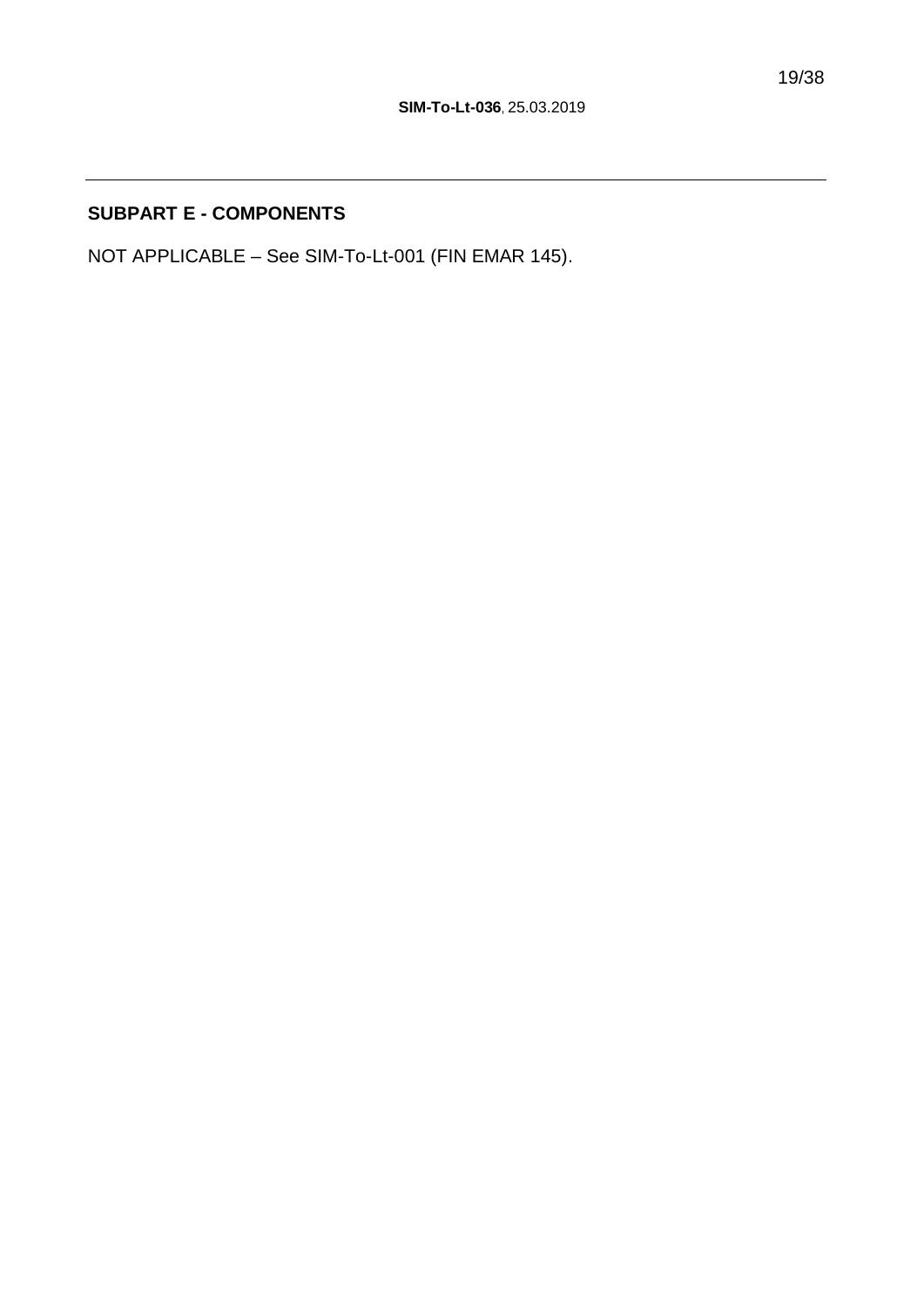## SUBPART E - COMPONENTS

NOT APPLICABLE – See SIM-To-Lt-001 (FIN EMAR 145).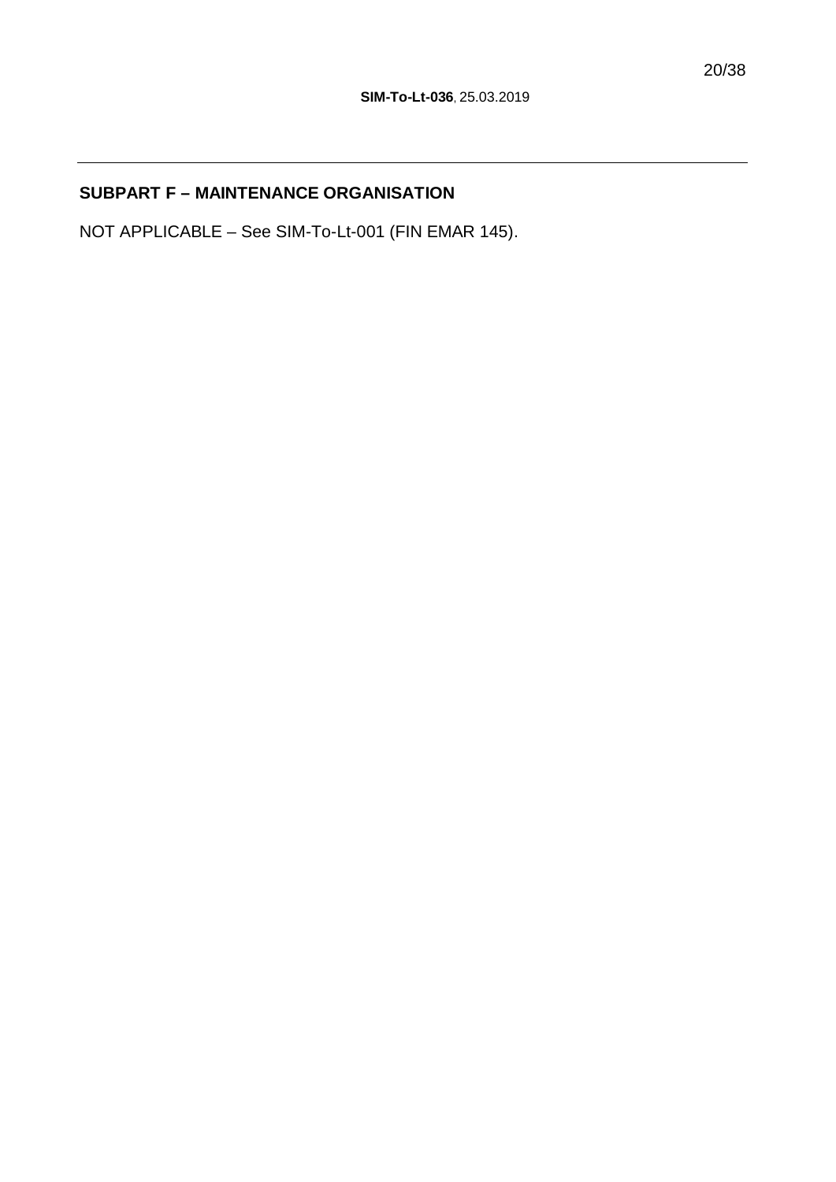## SUBPART F – MAINTENANCE ORGANISATION

NOT APPLICABLE – See SIM-To-Lt-001 (FIN EMAR 145).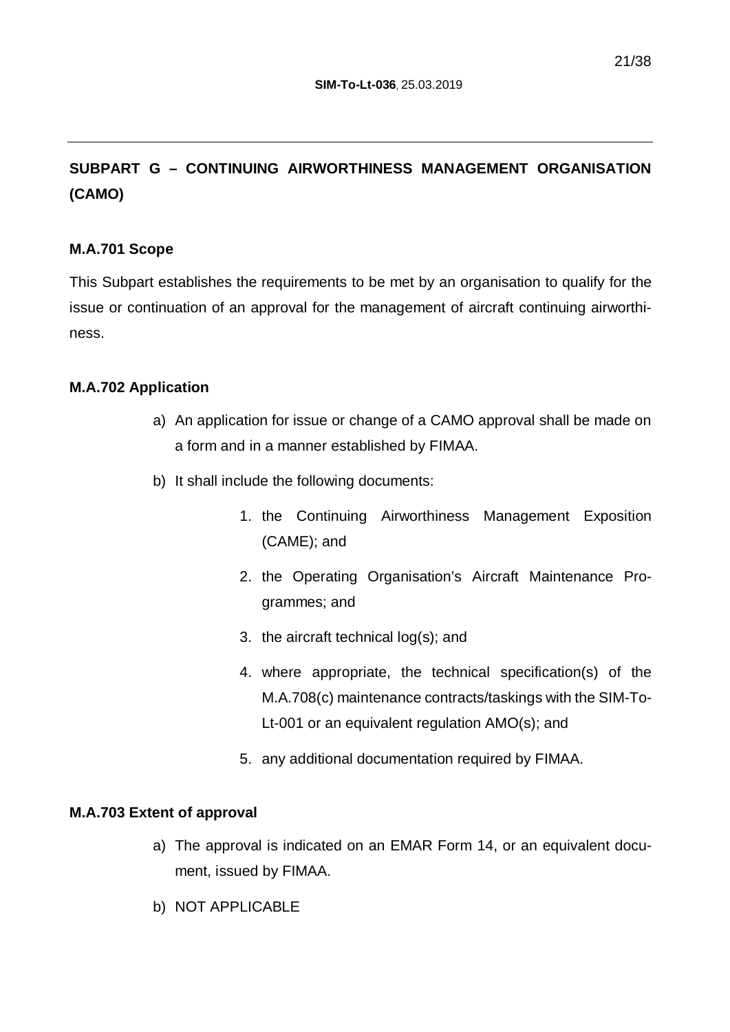## SUBPART G – CONTINUING AIRWORTHINESS MANAGEMENT ORGANISATION (CAMO)

### M.A.701 Scope

This Subpart establishes the requirements to be met by an organisation to qualify for the issue or continuation of an approval for the management of aircraft continuing airworthiness.

### M.A.702 Application

a) An application for issue or change of a CAMO approval shall be made on a form and in a manner established by FIMAA.

b) It shall include the following documents:

   1. the Continuing Airworthiness Management Exposition (CAME); and

   2. the Operating Organisation's Aircraft Maintenance Programmes; and

   3. the aircraft technical log(s); and

   4. where appropriate, the technical specification(s) of the M.A.708(c) maintenance contracts/taskings with the SIM-To-Lt-001 or an equivalent regulation AMO(s); and

   5. any additional documentation required by FIMAA.

### M.A.703 Extent of approval

a) The approval is indicated on an EMAR Form 14, or an equivalent document, issued by FIMAA.

b) NOT APPLICABLE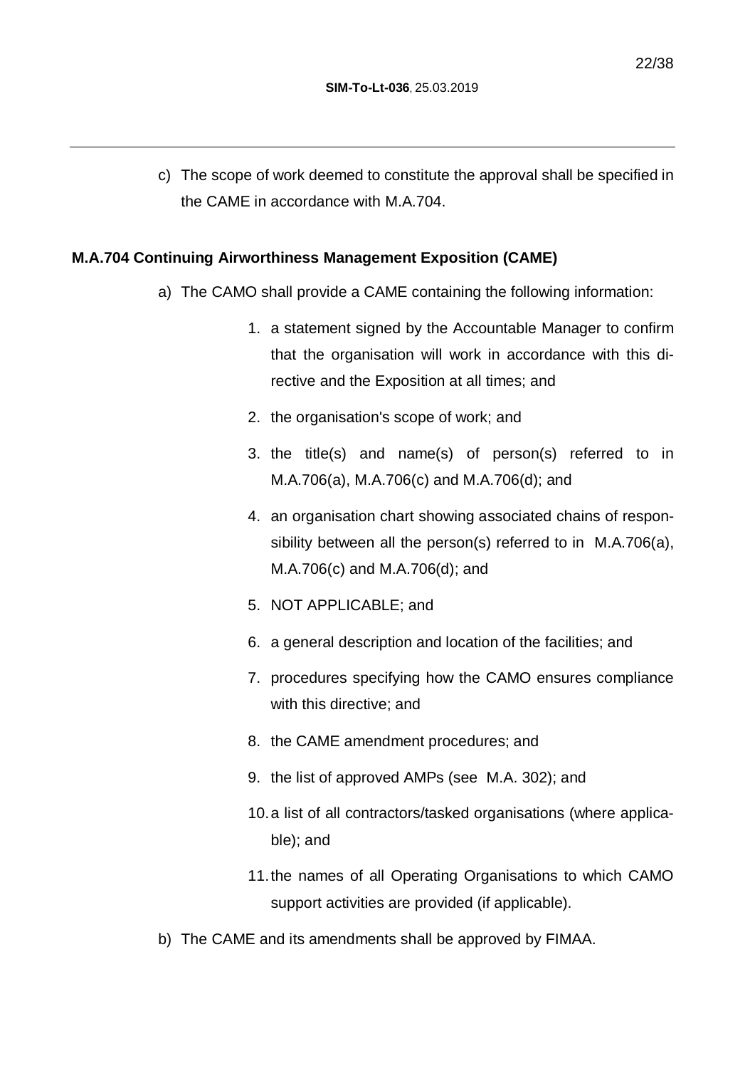c) The scope of work deemed to constitute the approval shall be specified in the CAME in accordance with M.A.704.

**M.A.704 Continuing Airworthiness Management Exposition (CAME)**

a) The CAMO shall provide a CAME containing the following information:

   1. a statement signed by the Accountable Manager to confirm that the organisation will work in accordance with this directive and the Exposition at all times; and
   2. the organisation's scope of work; and
   3. the title(s) and name(s) of person(s) referred to in M.A.706(a), M.A.706(c) and M.A.706(d); and
   4. an organisation chart showing associated chains of responsibility between all the person(s) referred to in M.A.706(a), M.A.706(c) and M.A.706(d); and
   5. NOT APPLICABLE; and
   6. a general description and location of the facilities; and
   7. procedures specifying how the CAMO ensures compliance with this directive; and
   8. the CAME amendment procedures; and
   9. the list of approved AMPs (see M.A. 302); and
   10. a list of all contractors/tasked organisations (where applicable); and
   11. the names of all Operating Organisations to which CAMO support activities are provided (if applicable).

b) The CAME and its amendments shall be approved by FIMAA.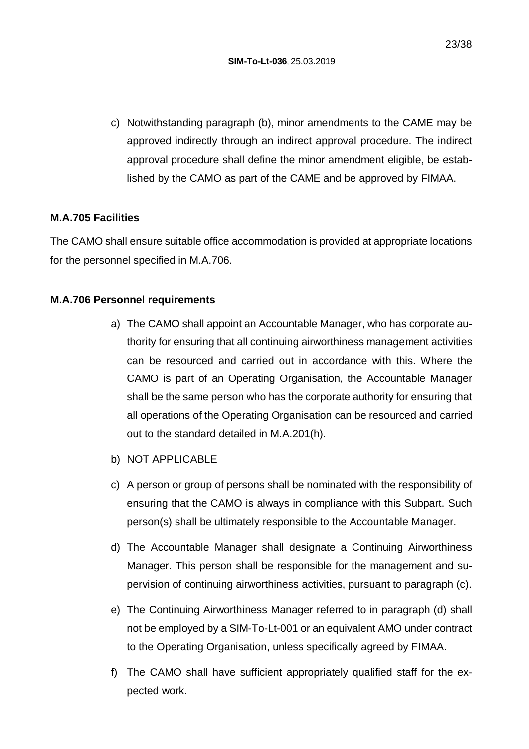c) Notwithstanding paragraph (b), minor amendments to the CAME may be approved indirectly through an indirect approval procedure. The indirect approval procedure shall define the minor amendment eligible, be established by the CAMO as part of the CAME and be approved by FIMAA.

**M.A.705 Facilities**

The CAMO shall ensure suitable office accommodation is provided at appropriate locations for the personnel specified in M.A.706.

**M.A.706 Personnel requirements**

a) The CAMO shall appoint an Accountable Manager, who has corporate authority for ensuring that all continuing airworthiness management activities can be resourced and carried out in accordance with this. Where the CAMO is part of an Operating Organisation, the Accountable Manager shall be the same person who has the corporate authority for ensuring that all operations of the Operating Organisation can be resourced and carried out to the standard detailed in M.A.201(h).

b) NOT APPLICABLE

c) A person or group of persons shall be nominated with the responsibility of ensuring that the CAMO is always in compliance with this Subpart. Such person(s) shall be ultimately responsible to the Accountable Manager.

d) The Accountable Manager shall designate a Continuing Airworthiness Manager. This person shall be responsible for the management and supervision of continuing airworthiness activities, pursuant to paragraph (c).

e) The Continuing Airworthiness Manager referred to in paragraph (d) shall not be employed by a SIM-To-Lt-001 or an equivalent AMO under contract to the Operating Organisation, unless specifically agreed by FIMAA.

f) The CAMO shall have sufficient appropriately qualified staff for the expected work.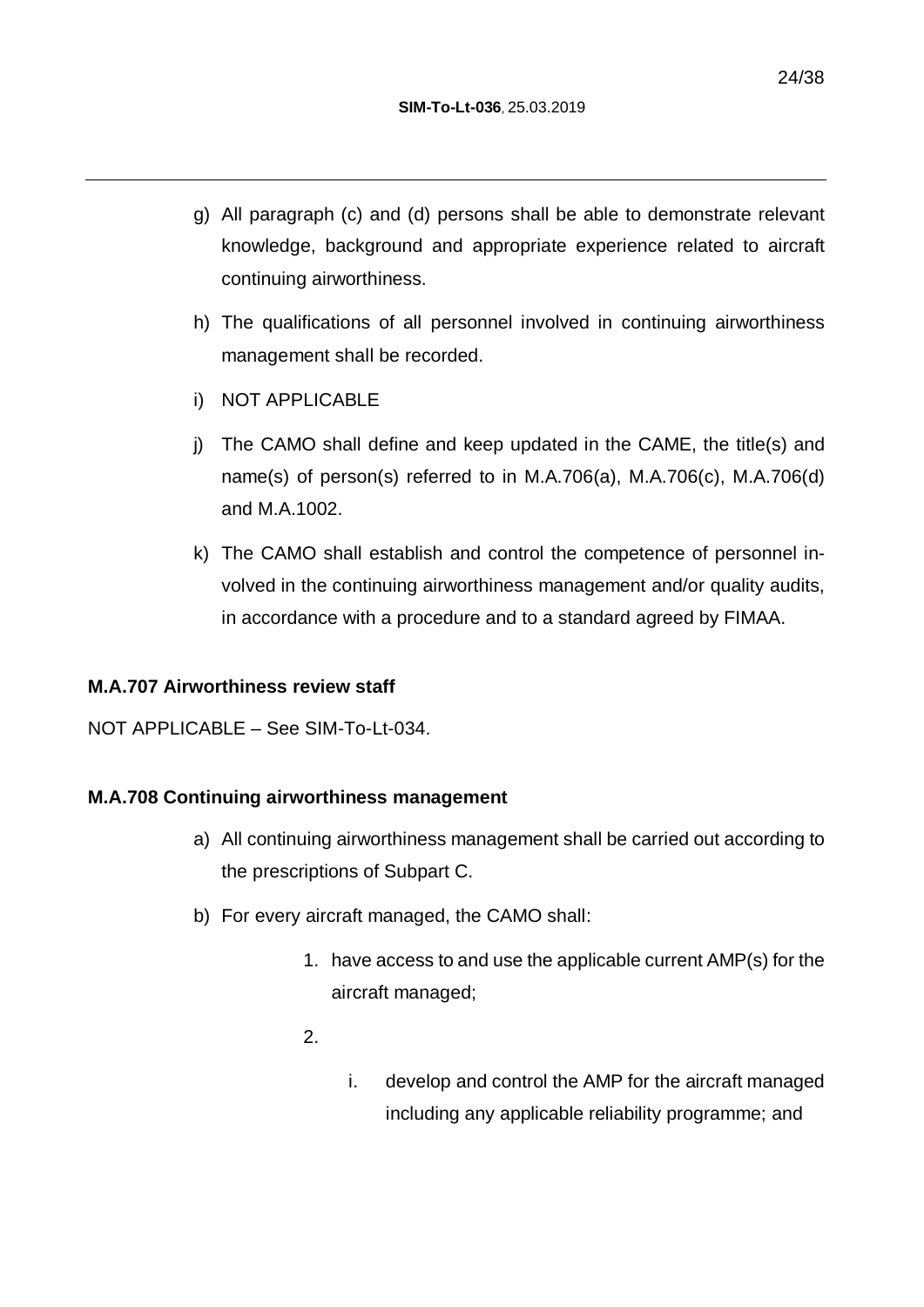g) All paragraph (c) and (d) persons shall be able to demonstrate relevant knowledge, background and appropriate experience related to aircraft continuing airworthiness.

h) The qualifications of all personnel involved in continuing airworthiness management shall be recorded.

i) NOT APPLICABLE

j) The CAMO shall define and keep updated in the CAME, the title(s) and name(s) of person(s) referred to in M.A.706(a), M.A.706(c), M.A.706(d) and M.A.1002.

k) The CAMO shall establish and control the competence of personnel involved in the continuing airworthiness management and/or quality audits, in accordance with a procedure and to a standard agreed by FIMAA.

**M.A.707 Airworthiness review staff**

NOT APPLICABLE – See SIM-To-Lt-034.

**M.A.708 Continuing airworthiness management**

a) All continuing airworthiness management shall be carried out according to the prescriptions of Subpart C.

b) For every aircraft managed, the CAMO shall:

   1. have access to and use the applicable current AMP(s) for the aircraft managed;

   2.

      i. develop and control the AMP for the aircraft managed including any applicable reliability programme; and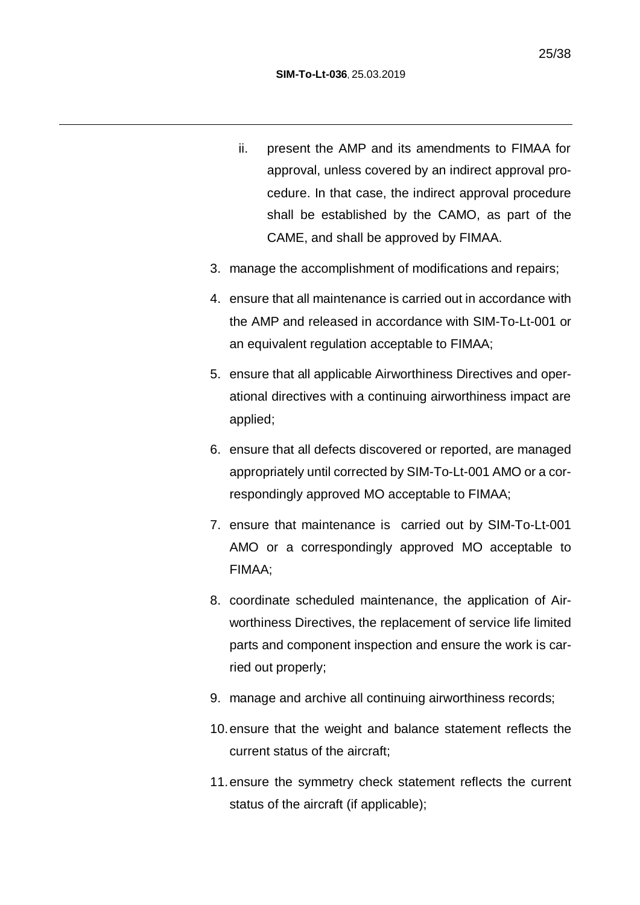ii. present the AMP and its amendments to FIMAA for approval, unless covered by an indirect approval procedure. In that case, the indirect approval procedure shall be established by the CAMO, as part of the CAME, and shall be approved by FIMAA.

3. manage the accomplishment of modifications and repairs;
4. ensure that all maintenance is carried out in accordance with the AMP and released in accordance with SIM-To-Lt-001 or an equivalent regulation acceptable to FIMAA;
5. ensure that all applicable Airworthiness Directives and operational directives with a continuing airworthiness impact are applied;
6. ensure that all defects discovered or reported, are managed appropriately until corrected by SIM-To-Lt-001 AMO or a correspondingly approved MO acceptable to FIMAA;
7. ensure that maintenance is carried out by SIM-To-Lt-001 AMO or a correspondingly approved MO acceptable to FIMAA;
8. coordinate scheduled maintenance, the application of Airworthiness Directives, the replacement of service life limited parts and component inspection and ensure the work is carried out properly;
9. manage and archive all continuing airworthiness records;
10. ensure that the weight and balance statement reflects the current status of the aircraft;
11. ensure the symmetry check statement reflects the current status of the aircraft (if applicable);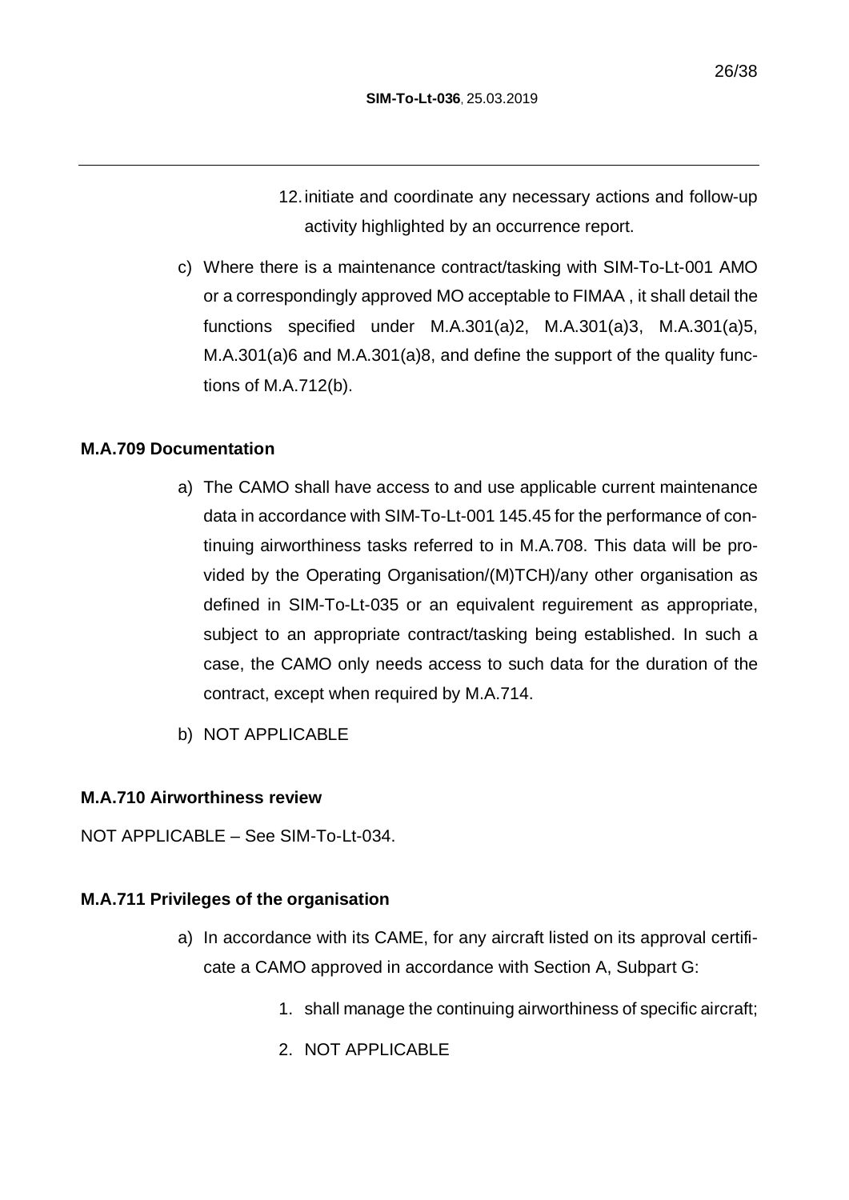12. initiate and coordinate any necessary actions and follow-up activity highlighted by an occurrence report.

c) Where there is a maintenance contract/tasking with SIM-To-Lt-001 AMO or a correspondingly approved MO acceptable to FIMAA , it shall detail the functions specified under M.A.301(a)2, M.A.301(a)3, M.A.301(a)5, M.A.301(a)6 and M.A.301(a)8, and define the support of the quality functions of M.A.712(b).

### M.A.709 Documentation

a) The CAMO shall have access to and use applicable current maintenance data in accordance with SIM-To-Lt-001 145.45 for the performance of continuing airworthiness tasks referred to in M.A.708. This data will be provided by the Operating Organisation/(M)TCH)/any other organisation as defined in SIM-To-Lt-035 or an equivalent reguirement as appropriate, subject to an appropriate contract/tasking being established. In such a case, the CAMO only needs access to such data for the duration of the contract, except when required by M.A.714.

b) NOT APPLICABLE

### M.A.710 Airworthiness review

NOT APPLICABLE – See SIM-To-Lt-034.

### M.A.711 Privileges of the organisation

a) In accordance with its CAME, for any aircraft listed on its approval certificate a CAMO approved in accordance with Section A, Subpart G:

   1. shall manage the continuing airworthiness of specific aircraft;

   2. NOT APPLICABLE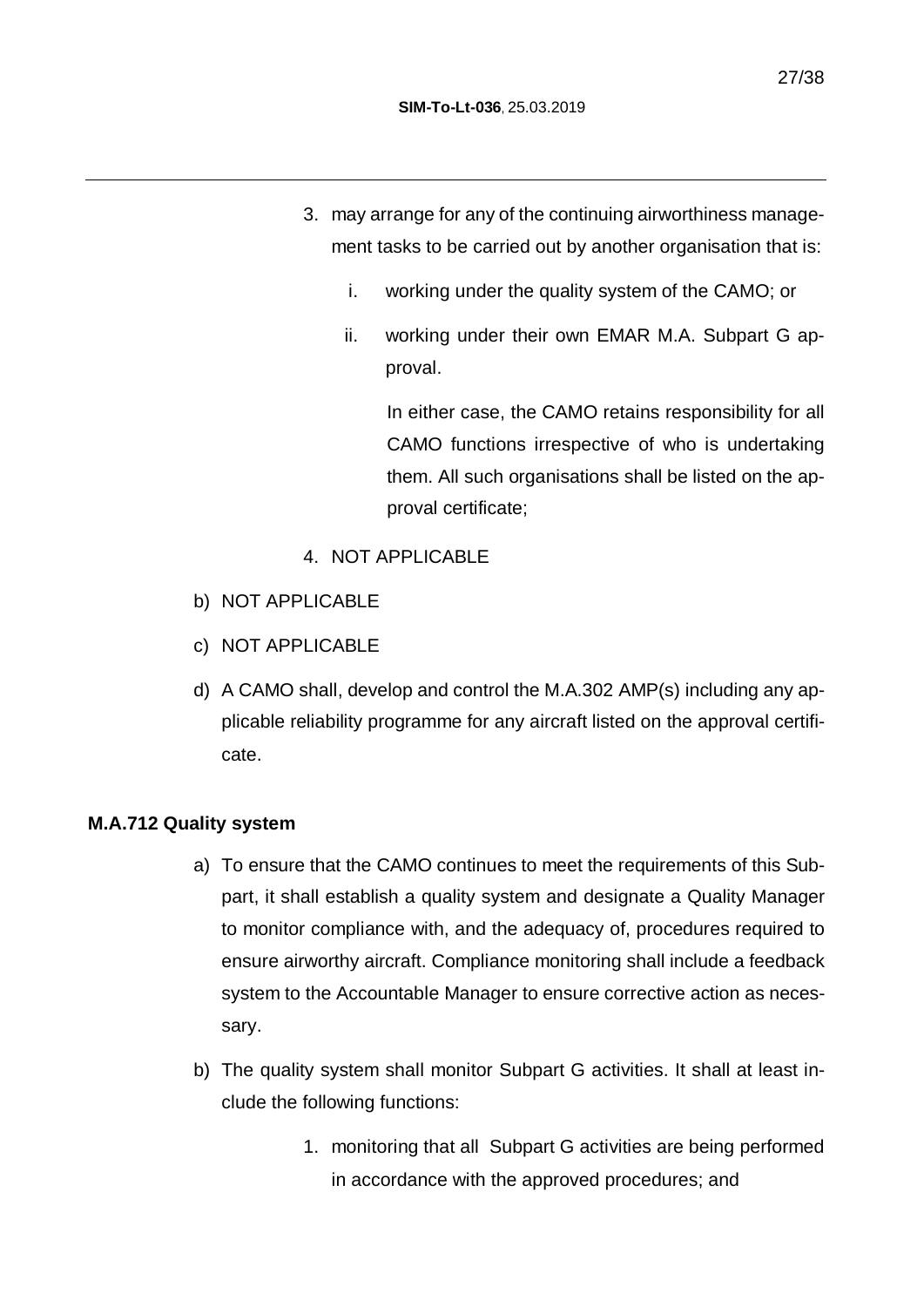3. may arrange for any of the continuing airworthiness management tasks to be carried out by another organisation that is:

    i. working under the quality system of the CAMO; or

    ii. working under their own EMAR M.A. Subpart G approval.

    In either case, the CAMO retains responsibility for all CAMO functions irrespective of who is undertaking them. All such organisations shall be listed on the approval certificate;

4. NOT APPLICABLE

b) NOT APPLICABLE

c) NOT APPLICABLE

d) A CAMO shall, develop and control the M.A.302 AMP(s) including any applicable reliability programme for any aircraft listed on the approval certificate.

**M.A.712 Quality system**

a) To ensure that the CAMO continues to meet the requirements of this Subpart, it shall establish a quality system and designate a Quality Manager to monitor compliance with, and the adequacy of, procedures required to ensure airworthy aircraft. Compliance monitoring shall include a feedback system to the Accountable Manager to ensure corrective action as necessary.

b) The quality system shall monitor Subpart G activities. It shall at least include the following functions:

    1. monitoring that all Subpart G activities are being performed in accordance with the approved procedures; and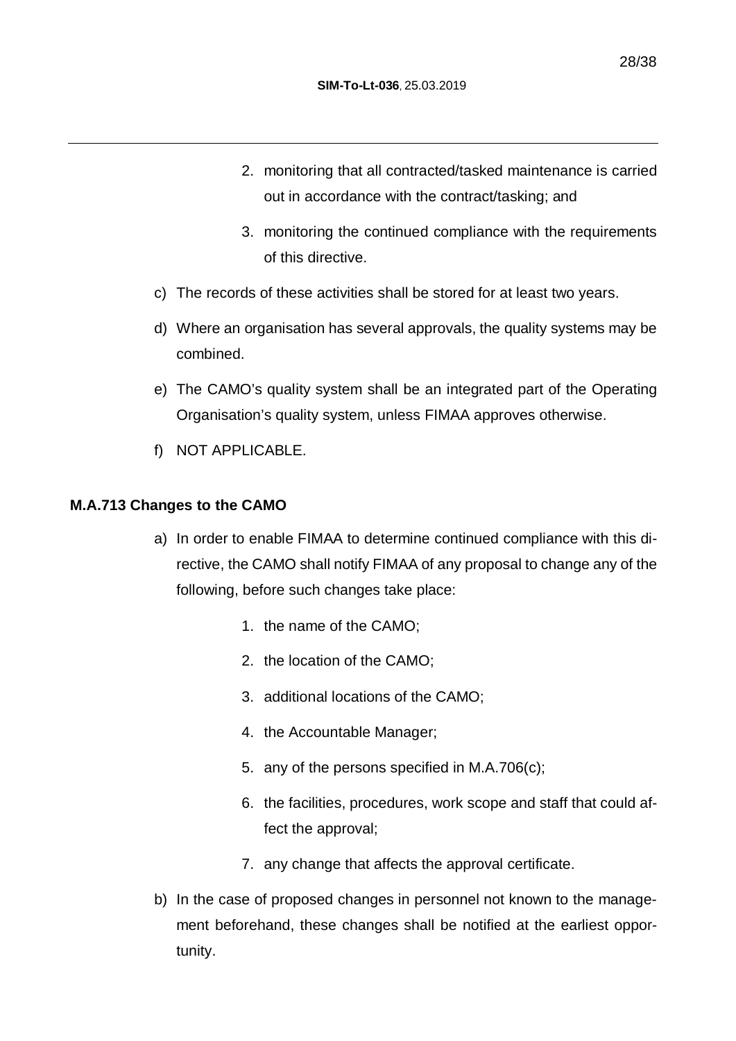2. monitoring that all contracted/tasked maintenance is carried out in accordance with the contract/tasking; and
3. monitoring the continued compliance with the requirements of this directive.

c) The records of these activities shall be stored for at least two years.

d) Where an organisation has several approvals, the quality systems may be combined.

e) The CAMO's quality system shall be an integrated part of the Operating Organisation's quality system, unless FIMAA approves otherwise.

f) NOT APPLICABLE.

**M.A.713 Changes to the CAMO**

a) In order to enable FIMAA to determine continued compliance with this directive, the CAMO shall notify FIMAA of any proposal to change any of the following, before such changes take place:

1. the name of the CAMO;
2. the location of the CAMO;
3. additional locations of the CAMO;
4. the Accountable Manager;
5. any of the persons specified in M.A.706(c);
6. the facilities, procedures, work scope and staff that could affect the approval;
7. any change that affects the approval certificate.

b) In the case of proposed changes in personnel not known to the management beforehand, these changes shall be notified at the earliest opportunity.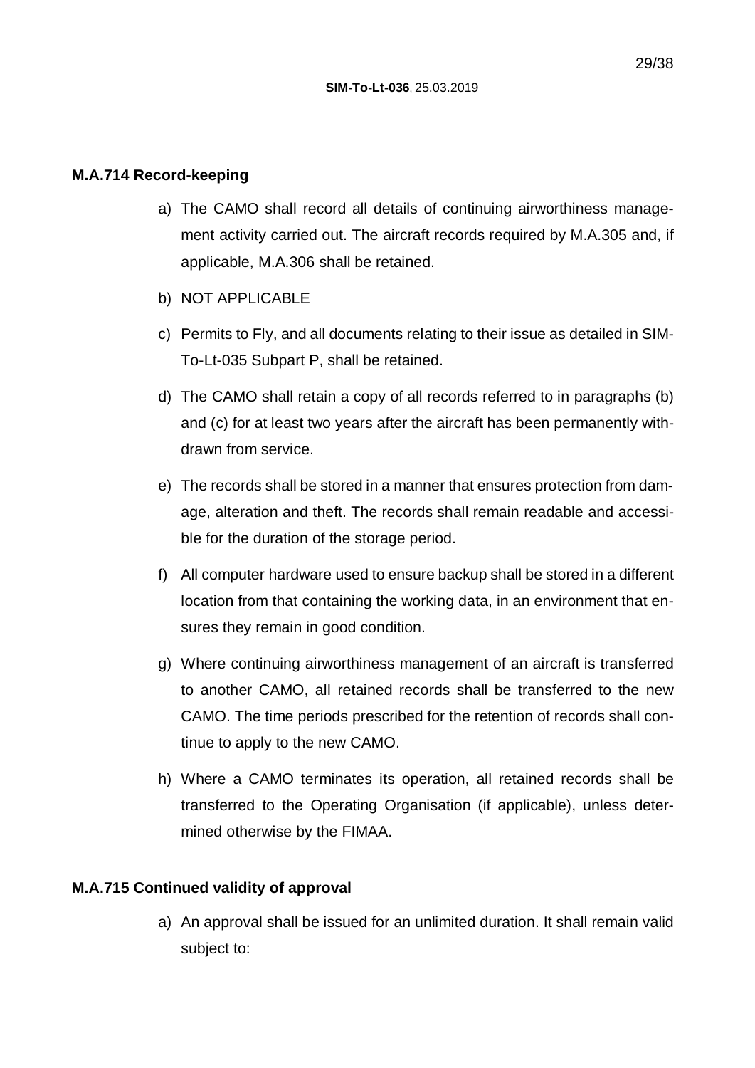**M.A.714 Record-keeping**

a) The CAMO shall record all details of continuing airworthiness management activity carried out. The aircraft records required by M.A.305 and, if applicable, M.A.306 shall be retained.

b) NOT APPLICABLE

c) Permits to Fly, and all documents relating to their issue as detailed in SIM-To-Lt-035 Subpart P, shall be retained.

d) The CAMO shall retain a copy of all records referred to in paragraphs (b) and (c) for at least two years after the aircraft has been permanently withdrawn from service.

e) The records shall be stored in a manner that ensures protection from damage, alteration and theft. The records shall remain readable and accessible for the duration of the storage period.

f) All computer hardware used to ensure backup shall be stored in a different location from that containing the working data, in an environment that ensures they remain in good condition.

g) Where continuing airworthiness management of an aircraft is transferred to another CAMO, all retained records shall be transferred to the new CAMO. The time periods prescribed for the retention of records shall continue to apply to the new CAMO.

h) Where a CAMO terminates its operation, all retained records shall be transferred to the Operating Organisation (if applicable), unless determined otherwise by the FIMAA.

**M.A.715 Continued validity of approval**

a) An approval shall be issued for an unlimited duration. It shall remain valid subject to: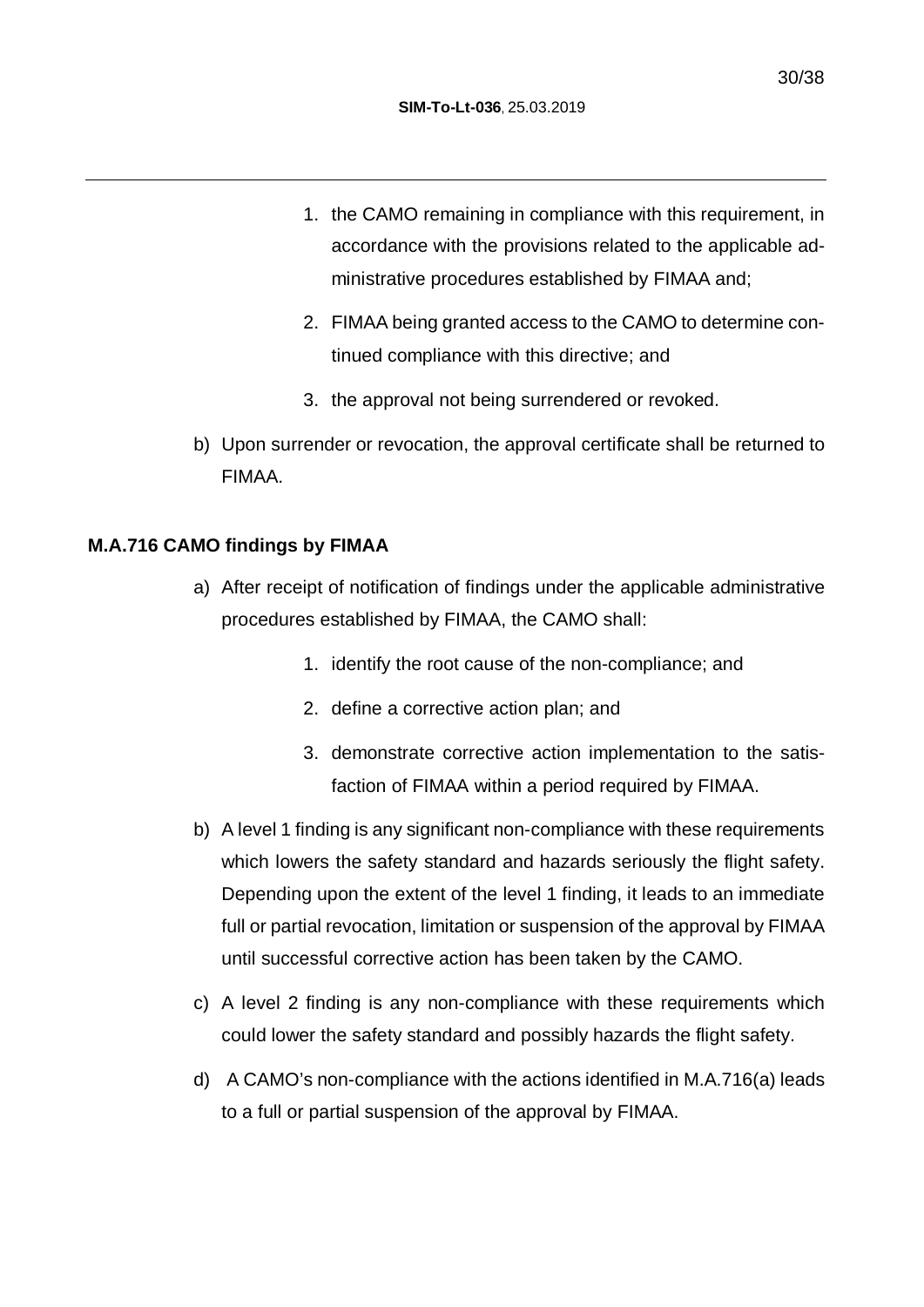1. the CAMO remaining in compliance with this requirement, in accordance with the provisions related to the applicable administrative procedures established by FIMAA and;
2. FIMAA being granted access to the CAMO to determine continued compliance with this directive; and
3. the approval not being surrendered or revoked.

b) Upon surrender or revocation, the approval certificate shall be returned to FIMAA.

**M.A.716 CAMO findings by FIMAA**

a) After receipt of notification of findings under the applicable administrative procedures established by FIMAA, the CAMO shall:

   1. identify the root cause of the non-compliance; and
   2. define a corrective action plan; and
   3. demonstrate corrective action implementation to the satisfaction of FIMAA within a period required by FIMAA.

b) A level 1 finding is any significant non-compliance with these requirements which lowers the safety standard and hazards seriously the flight safety. Depending upon the extent of the level 1 finding, it leads to an immediate full or partial revocation, limitation or suspension of the approval by FIMAA until successful corrective action has been taken by the CAMO.

c) A level 2 finding is any non-compliance with these requirements which could lower the safety standard and possibly hazards the flight safety.

d) A CAMO's non-compliance with the actions identified in M.A.716(a) leads to a full or partial suspension of the approval by FIMAA.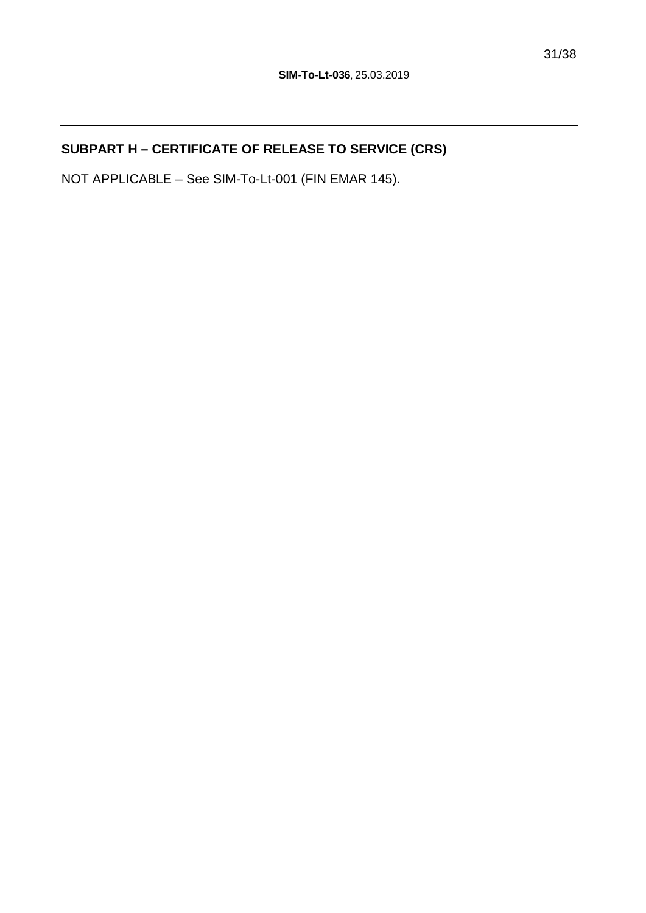## SUBPART H – CERTIFICATE OF RELEASE TO SERVICE (CRS)

NOT APPLICABLE – See SIM-To-Lt-001 (FIN EMAR 145).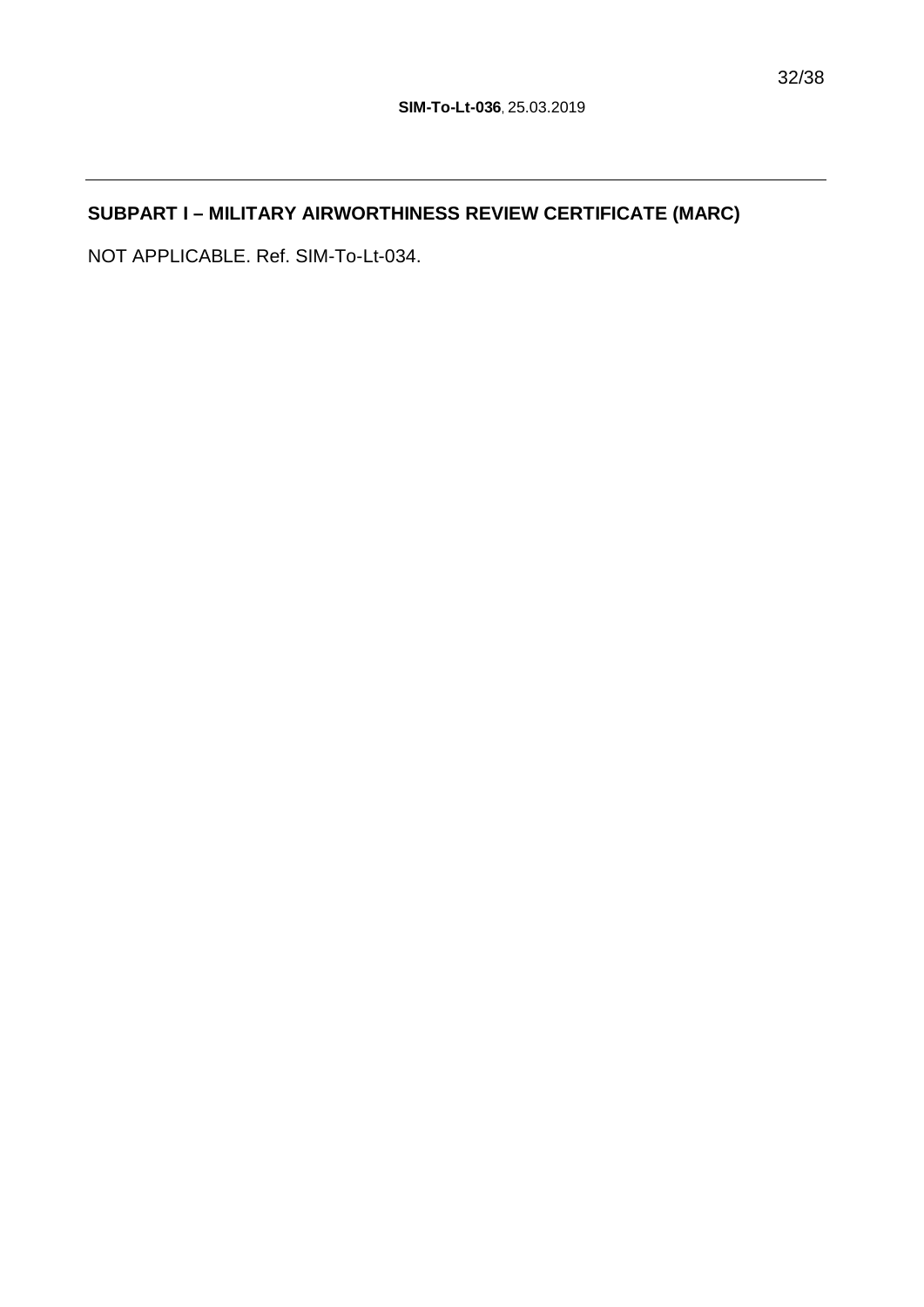## SUBPART I – MILITARY AIRWORTHINESS REVIEW CERTIFICATE (MARC)

NOT APPLICABLE. Ref. SIM-To-Lt-034.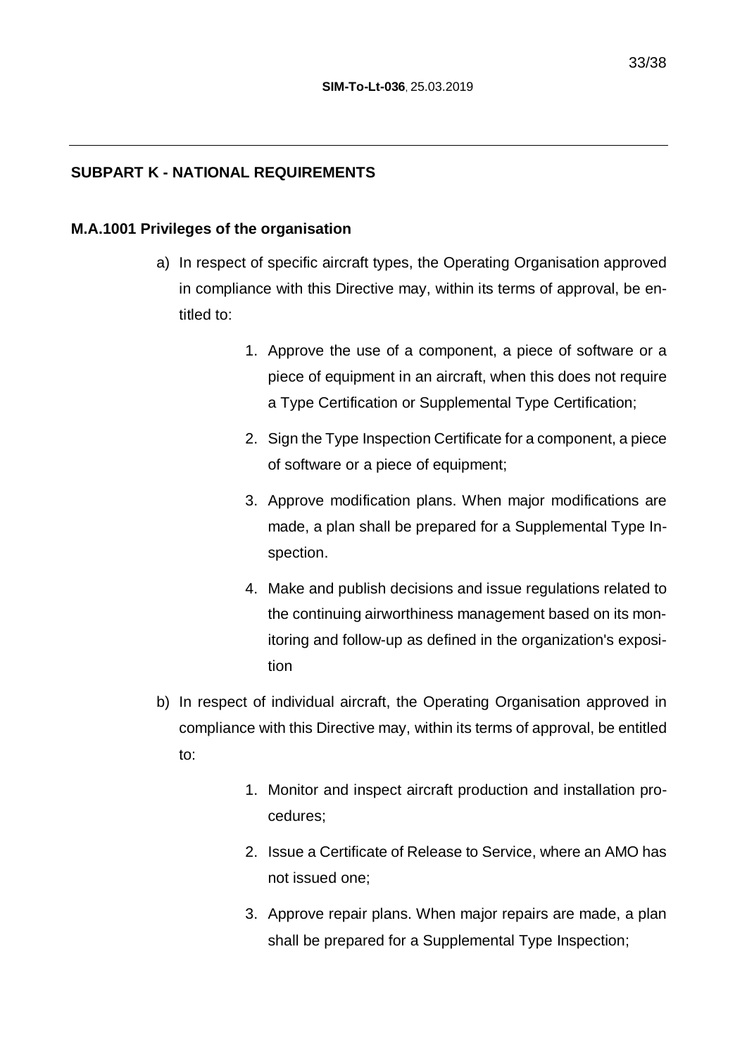## SUBPART K - NATIONAL REQUIREMENTS

### M.A.1001 Privileges of the organisation

a) In respect of specific aircraft types, the Operating Organisation approved in compliance with this Directive may, within its terms of approval, be entitled to:

1. Approve the use of a component, a piece of software or a piece of equipment in an aircraft, when this does not require a Type Certification or Supplemental Type Certification;
2. Sign the Type Inspection Certificate for a component, a piece of software or a piece of equipment;
3. Approve modification plans. When major modifications are made, a plan shall be prepared for a Supplemental Type Inspection.
4. Make and publish decisions and issue regulations related to the continuing airworthiness management based on its monitoring and follow-up as defined in the organization's exposition

b) In respect of individual aircraft, the Operating Organisation approved in compliance with this Directive may, within its terms of approval, be entitled to:

1. Monitor and inspect aircraft production and installation procedures;
2. Issue a Certificate of Release to Service, where an AMO has not issued one;
3. Approve repair plans. When major repairs are made, a plan shall be prepared for a Supplemental Type Inspection;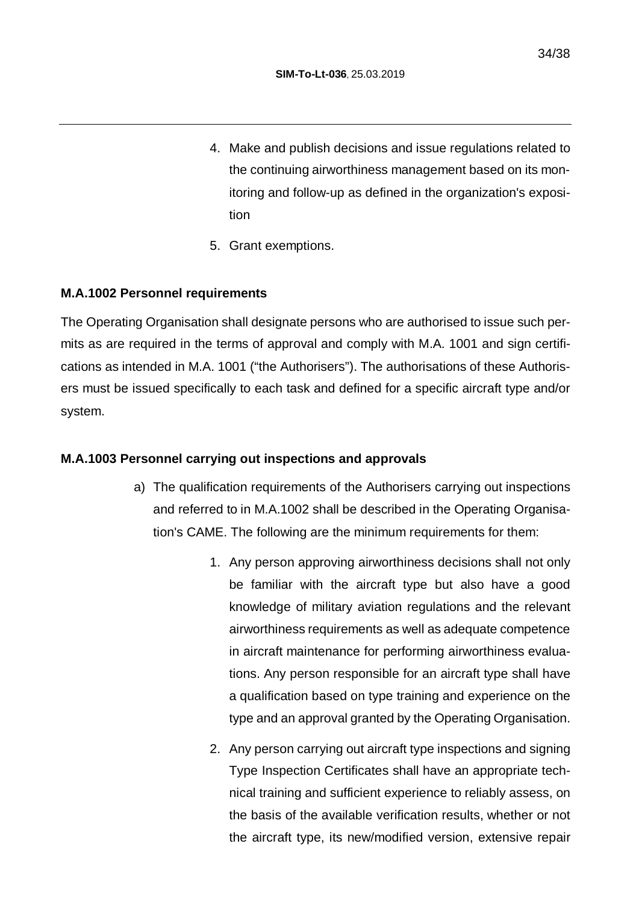4. Make and publish decisions and issue regulations related to the continuing airworthiness management based on its monitoring and follow-up as defined in the organization's exposition
5. Grant exemptions.

**M.A.1002 Personnel requirements**

The Operating Organisation shall designate persons who are authorised to issue such permits as are required in the terms of approval and comply with M.A. 1001 and sign certifications as intended in M.A. 1001 ("the Authorisers"). The authorisations of these Authorisers must be issued specifically to each task and defined for a specific aircraft type and/or system.

**M.A.1003 Personnel carrying out inspections and approvals**

a) The qualification requirements of the Authorisers carrying out inspections and referred to in M.A.1002 shall be described in the Operating Organisation's CAME. The following are the minimum requirements for them:

   1. Any person approving airworthiness decisions shall not only be familiar with the aircraft type but also have a good knowledge of military aviation regulations and the relevant airworthiness requirements as well as adequate competence in aircraft maintenance for performing airworthiness evaluations. Any person responsible for an aircraft type shall have a qualification based on type training and experience on the type and an approval granted by the Operating Organisation.
   2. Any person carrying out aircraft type inspections and signing Type Inspection Certificates shall have an appropriate technical training and sufficient experience to reliably assess, on the basis of the available verification results, whether or not the aircraft type, its new/modified version, extensive repair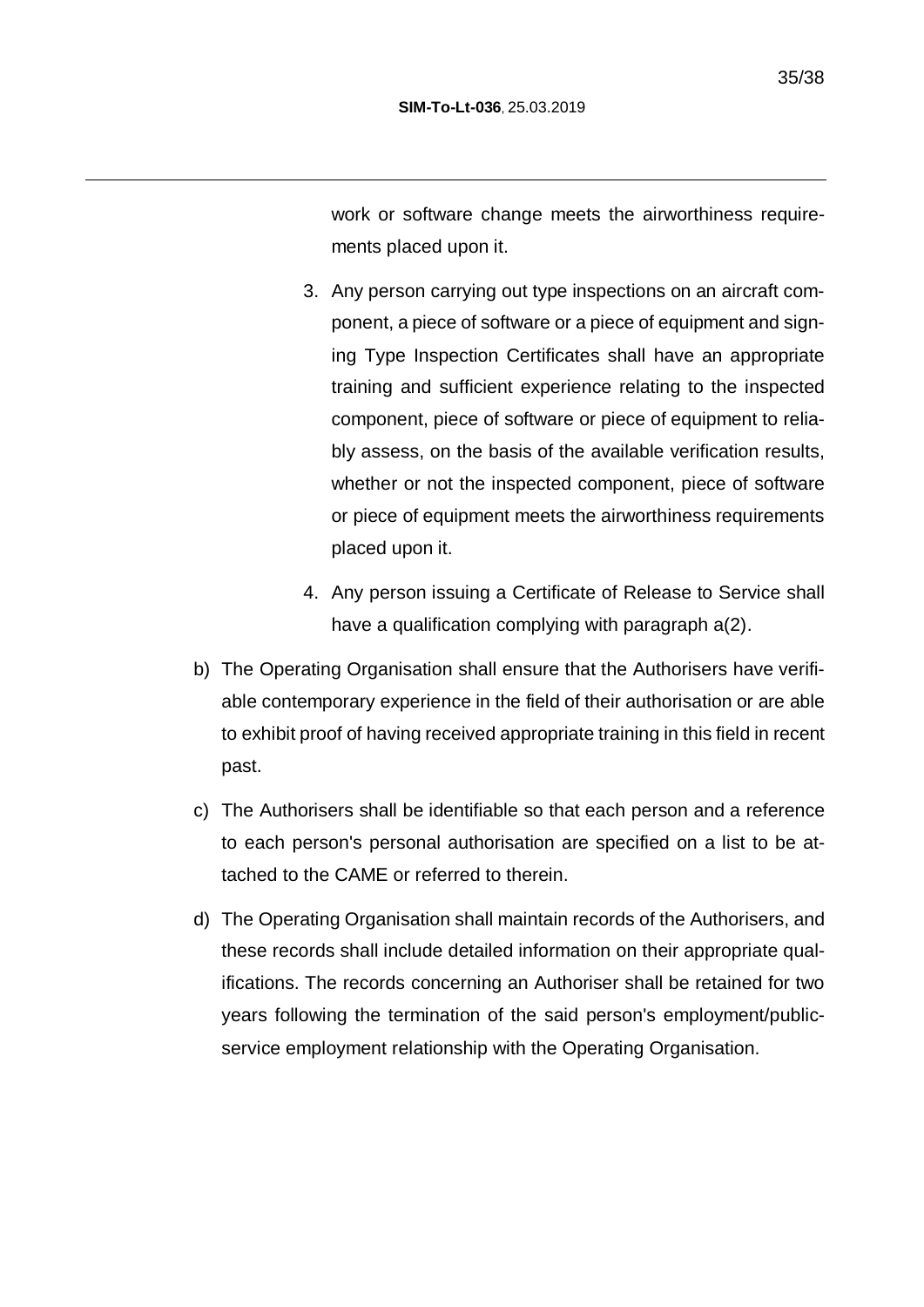work or software change meets the airworthiness requirements placed upon it.

3. Any person carrying out type inspections on an aircraft component, a piece of software or a piece of equipment and signing Type Inspection Certificates shall have an appropriate training and sufficient experience relating to the inspected component, piece of software or piece of equipment to reliably assess, on the basis of the available verification results, whether or not the inspected component, piece of software or piece of equipment meets the airworthiness requirements placed upon it.

4. Any person issuing a Certificate of Release to Service shall have a qualification complying with paragraph a(2).

b) The Operating Organisation shall ensure that the Authorisers have verifiable contemporary experience in the field of their authorisation or are able to exhibit proof of having received appropriate training in this field in recent past.

c) The Authorisers shall be identifiable so that each person and a reference to each person's personal authorisation are specified on a list to be attached to the CAME or referred to therein.

d) The Operating Organisation shall maintain records of the Authorisers, and these records shall include detailed information on their appropriate qualifications. The records concerning an Authoriser shall be retained for two years following the termination of the said person's employment/public-service employment relationship with the Operating Organisation.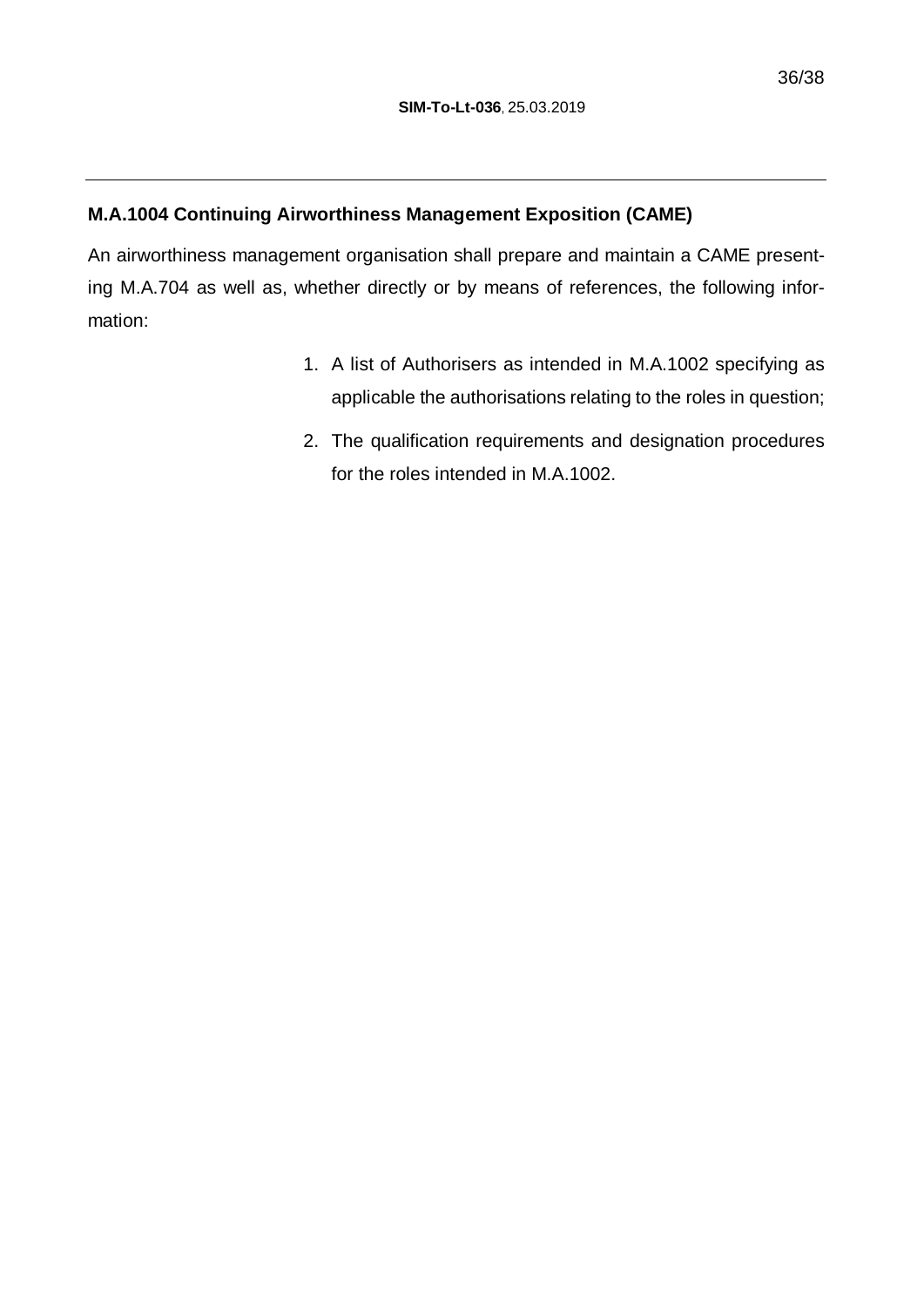### M.A.1004 Continuing Airworthiness Management Exposition (CAME)

An airworthiness management organisation shall prepare and maintain a CAME presenting M.A.704 as well as, whether directly or by means of references, the following information:

1. A list of Authorisers as intended in M.A.1002 specifying as applicable the authorisations relating to the roles in question;
2. The qualification requirements and designation procedures for the roles intended in M.A.1002.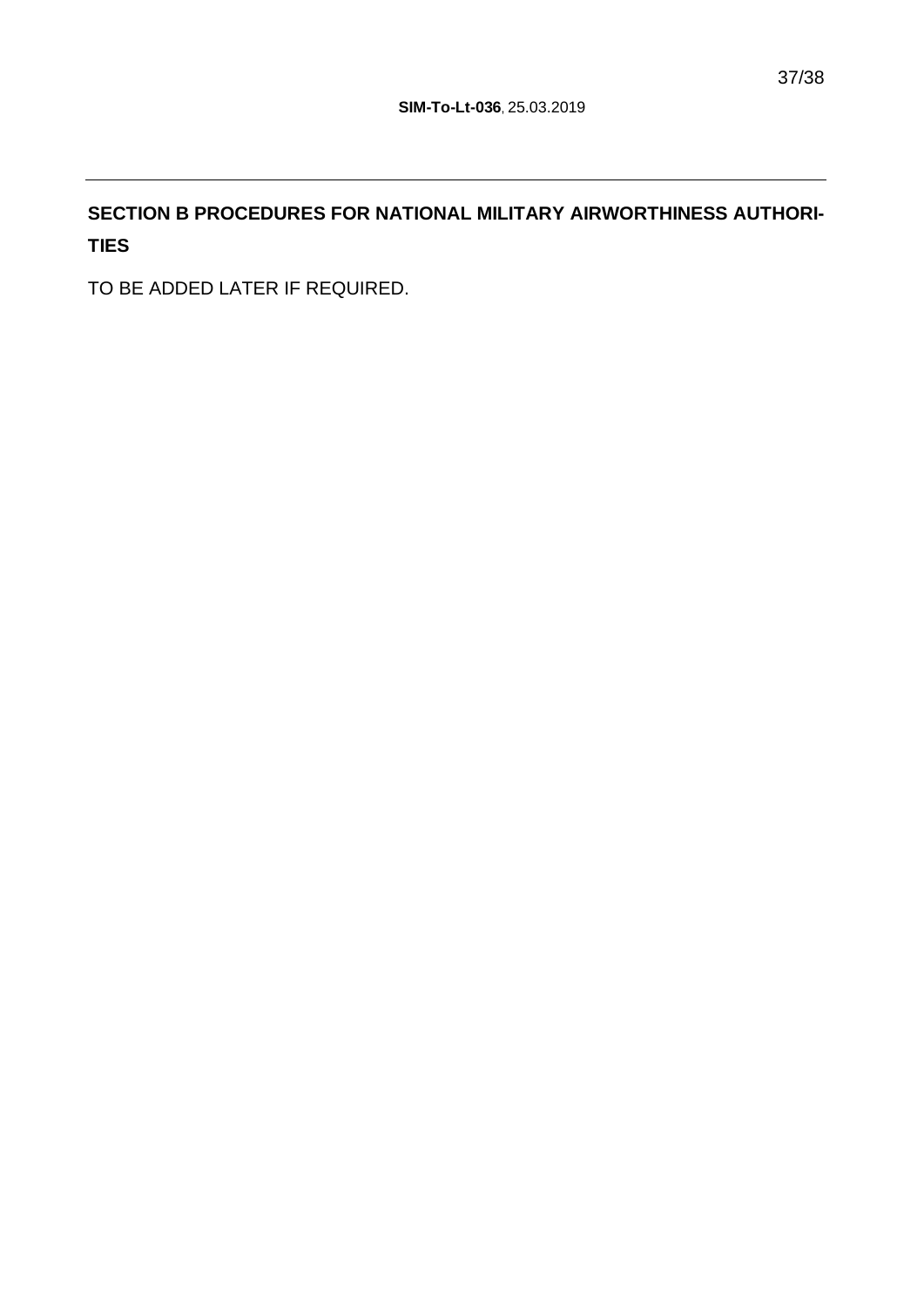## SECTION B PROCEDURES FOR NATIONAL MILITARY AIRWORTHINESS AUTHORITIES

TO BE ADDED LATER IF REQUIRED.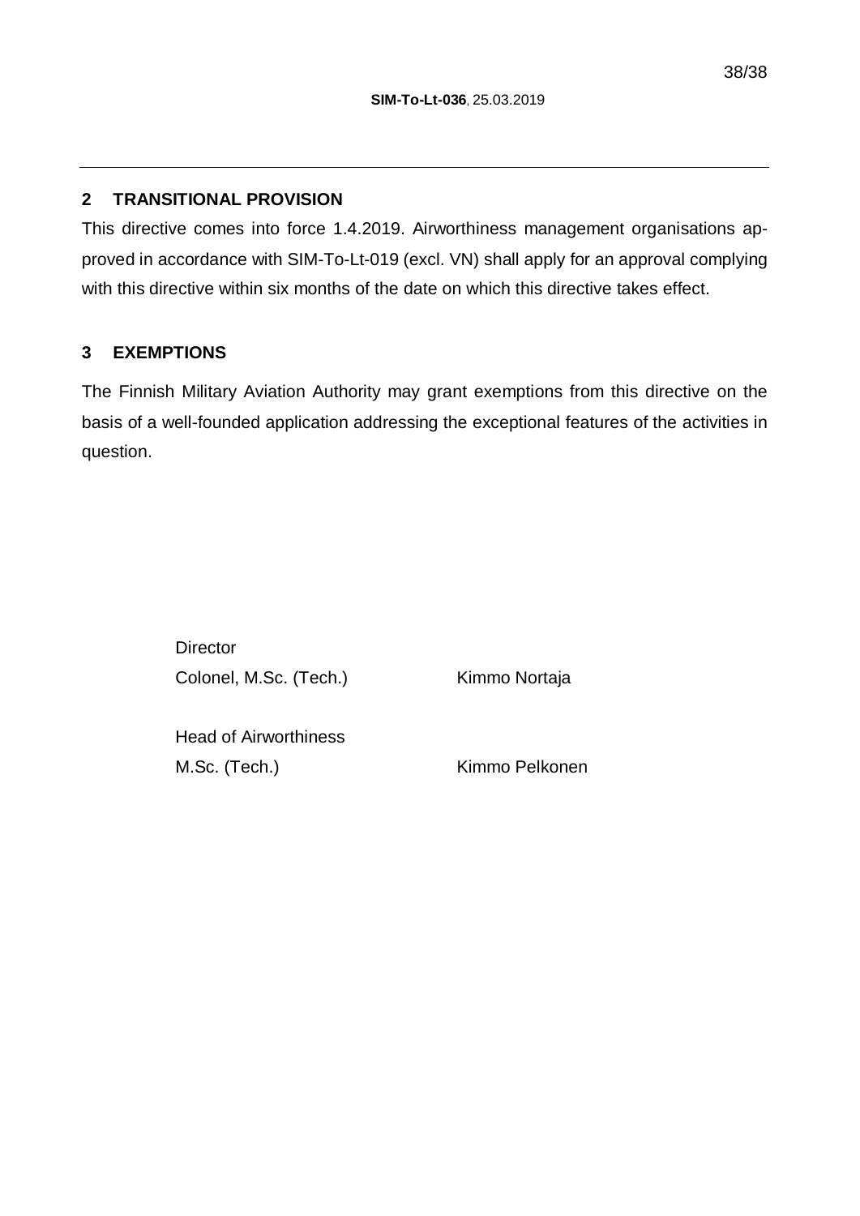## 2 TRANSITIONAL PROVISION

This directive comes into force 1.4.2019. Airworthiness management organisations approved in accordance with SIM-To-Lt-019 (excl. VN) shall apply for an approval complying with this directive within six months of the date on which this directive takes effect.

## 3 EXEMPTIONS

The Finnish Military Aviation Authority may grant exemptions from this directive on the basis of a well-founded application addressing the exceptional features of the activities in question.

Director
Colonel, M.Sc. (Tech.) Kimmo Nortaja

Head of Airworthiness
M.Sc. (Tech.) Kimmo Pelkonen